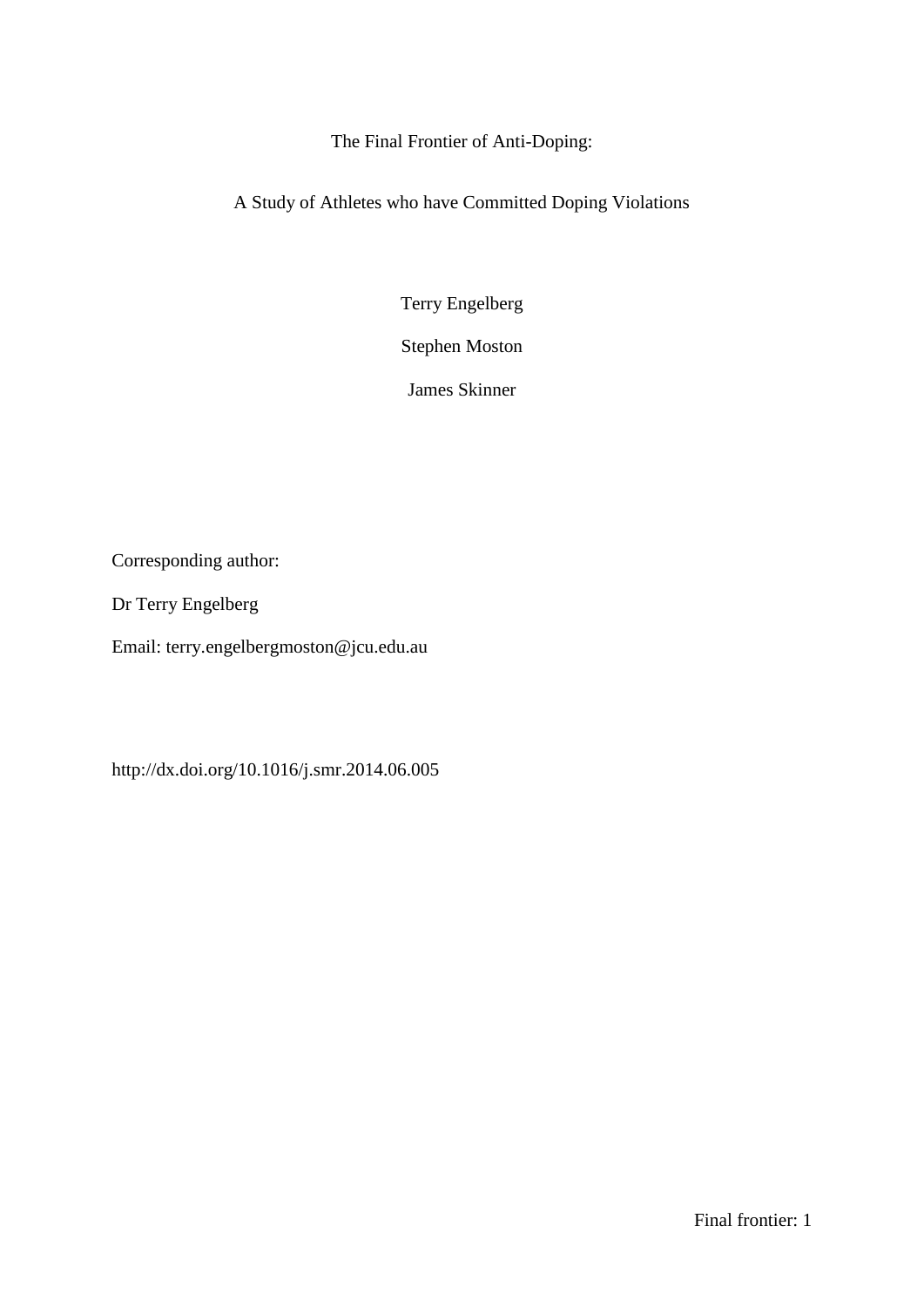# The Final Frontier of Anti-Doping:

# A Study of Athletes who have Committed Doping Violations

Terry Engelberg

Stephen Moston

James Skinner

Corresponding author:

Dr Terry Engelberg

Email: terry.engelbergmoston@jcu.edu.au

http://dx.doi.org/10.1016/j.smr.2014.06.005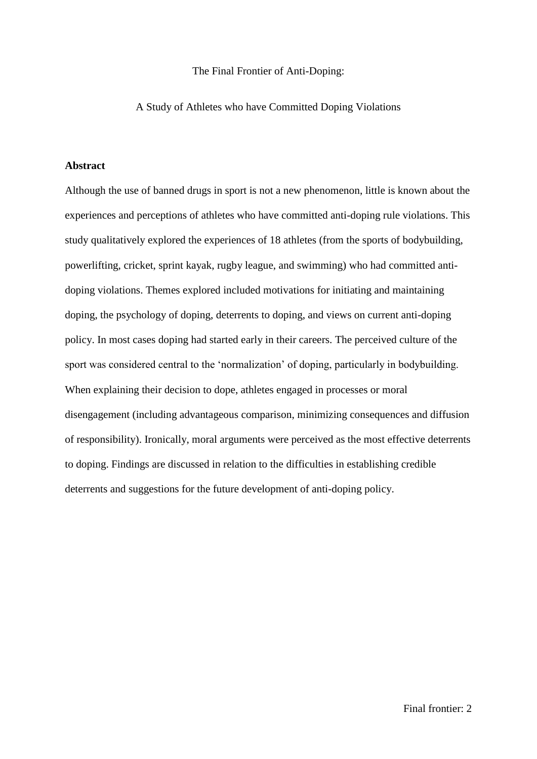The Final Frontier of Anti-Doping:

A Study of Athletes who have Committed Doping Violations

**Abstract**

Although the use of banned drugs in sport is not a new phenomenon, little is known about the experiences and perceptions of athletes who have committed anti-doping rule violations. This study qualitatively explored the experiences of 18 athletes (from the sports of bodybuilding, powerlifting, cricket, sprint kayak, rugby league, and swimming) who had committed anti-doping violations. Themes explored included motivations for initiating and maintaining doping, the psychology of doping, deterrents to doping, and views on current anti-doping policy. In most cases doping had started early in their careers. The perceived culture of the sport was considered central to the 'normalization' of doping, particularly in bodybuilding. When explaining their decision to dope, athletes engaged in processes or moral disengagement (including advantageous comparison, minimizing consequences and diffusion of responsibility). Ironically, moral arguments were perceived as the most effective deterrents to doping. Findings are discussed in relation to the difficulties in establishing credible deterrents and suggestions for the future development of anti-doping policy.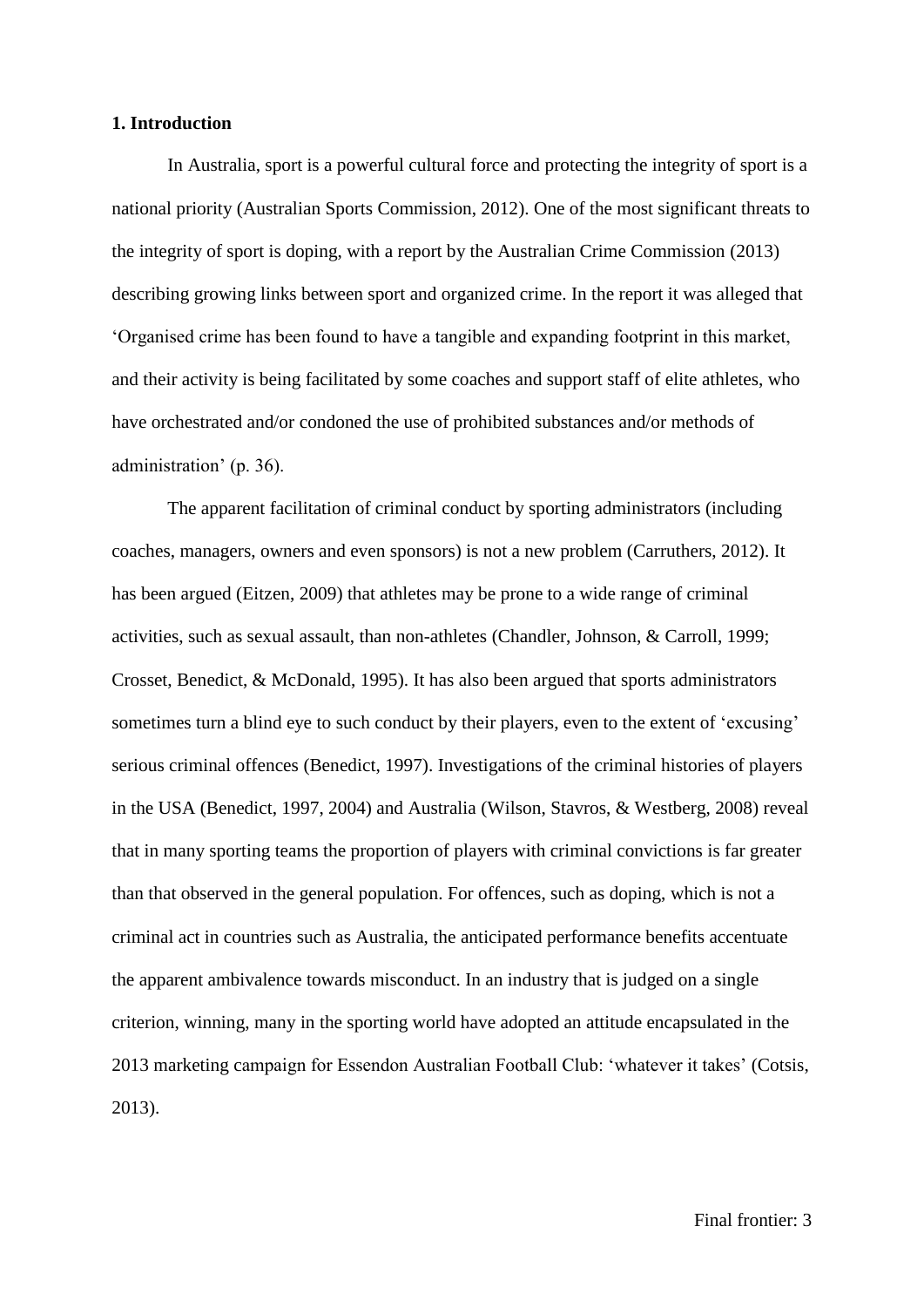## 1. Introduction

In Australia, sport is a powerful cultural force and protecting the integrity of sport is a national priority (Australian Sports Commission, 2012). One of the most significant threats to the integrity of sport is doping, with a report by the Australian Crime Commission (2013) describing growing links between sport and organized crime. In the report it was alleged that 'Organised crime has been found to have a tangible and expanding footprint in this market, and their activity is being facilitated by some coaches and support staff of elite athletes, who have orchestrated and/or condoned the use of prohibited substances and/or methods of administration' (p. 36).

The apparent facilitation of criminal conduct by sporting administrators (including coaches, managers, owners and even sponsors) is not a new problem (Carruthers, 2012). It has been argued (Eitzen, 2009) that athletes may be prone to a wide range of criminal activities, such as sexual assault, than non-athletes (Chandler, Johnson, & Carroll, 1999; Crosset, Benedict, & McDonald, 1995). It has also been argued that sports administrators sometimes turn a blind eye to such conduct by their players, even to the extent of 'excusing' serious criminal offences (Benedict, 1997). Investigations of the criminal histories of players in the USA (Benedict, 1997, 2004) and Australia (Wilson, Stavros, & Westberg, 2008) reveal that in many sporting teams the proportion of players with criminal convictions is far greater than that observed in the general population. For offences, such as doping, which is not a criminal act in countries such as Australia, the anticipated performance benefits accentuate the apparent ambivalence towards misconduct. In an industry that is judged on a single criterion, winning, many in the sporting world have adopted an attitude encapsulated in the 2013 marketing campaign for Essendon Australian Football Club: 'whatever it takes' (Cotsis, 2013).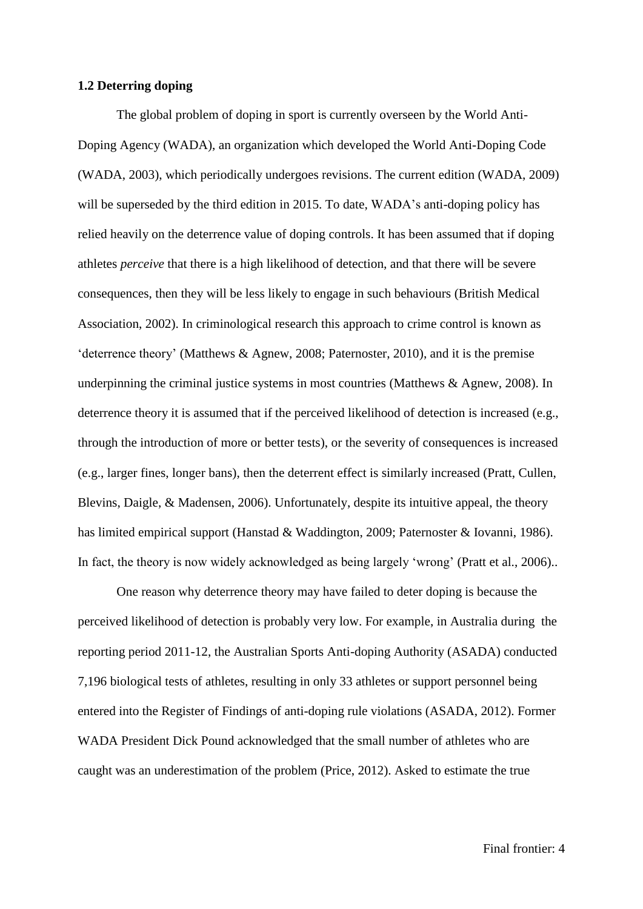**1.2 Deterring doping**

The global problem of doping in sport is currently overseen by the World Anti-Doping Agency (WADA), an organization which developed the World Anti-Doping Code (WADA, 2003), which periodically undergoes revisions. The current edition (WADA, 2009) will be superseded by the third edition in 2015. To date, WADA's anti-doping policy has relied heavily on the deterrence value of doping controls. It has been assumed that if doping athletes *perceive* that there is a high likelihood of detection, and that there will be severe consequences, then they will be less likely to engage in such behaviours (British Medical Association, 2002). In criminological research this approach to crime control is known as 'deterrence theory' (Matthews & Agnew, 2008; Paternoster, 2010), and it is the premise underpinning the criminal justice systems in most countries (Matthews & Agnew, 2008). In deterrence theory it is assumed that if the perceived likelihood of detection is increased (e.g., through the introduction of more or better tests), or the severity of consequences is increased (e.g., larger fines, longer bans), then the deterrent effect is similarly increased (Pratt, Cullen, Blevins, Daigle, & Madensen, 2006). Unfortunately, despite its intuitive appeal, the theory has limited empirical support (Hanstad & Waddington, 2009; Paternoster & Iovanni, 1986). In fact, the theory is now widely acknowledged as being largely 'wrong' (Pratt et al., 2006)..

One reason why deterrence theory may have failed to deter doping is because the perceived likelihood of detection is probably very low. For example, in Australia during the reporting period 2011-12, the Australian Sports Anti-doping Authority (ASADA) conducted 7,196 biological tests of athletes, resulting in only 33 athletes or support personnel being entered into the Register of Findings of anti-doping rule violations (ASADA, 2012). Former WADA President Dick Pound acknowledged that the small number of athletes who are caught was an underestimation of the problem (Price, 2012). Asked to estimate the true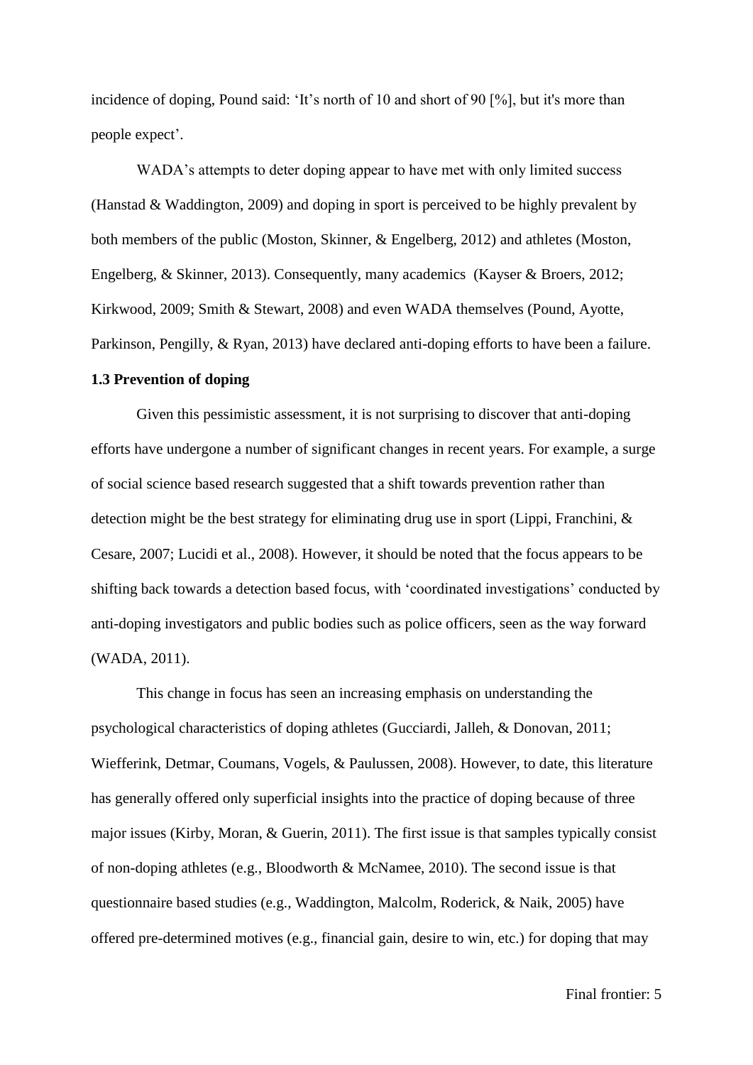incidence of doping, Pound said: 'It's north of 10 and short of 90 [%], but it's more than people expect'.

WADA's attempts to deter doping appear to have met with only limited success (Hanstad & Waddington, 2009) and doping in sport is perceived to be highly prevalent by both members of the public (Moston, Skinner, & Engelberg, 2012) and athletes (Moston, Engelberg, & Skinner, 2013). Consequently, many academics (Kayser & Broers, 2012; Kirkwood, 2009; Smith & Stewart, 2008) and even WADA themselves (Pound, Ayotte, Parkinson, Pengilly, & Ryan, 2013) have declared anti-doping efforts to have been a failure.

### 1.3 Prevention of doping

Given this pessimistic assessment, it is not surprising to discover that anti-doping efforts have undergone a number of significant changes in recent years. For example, a surge of social science based research suggested that a shift towards prevention rather than detection might be the best strategy for eliminating drug use in sport (Lippi, Franchini, & Cesare, 2007; Lucidi et al., 2008). However, it should be noted that the focus appears to be shifting back towards a detection based focus, with 'coordinated investigations' conducted by anti-doping investigators and public bodies such as police officers, seen as the way forward (WADA, 2011).

This change in focus has seen an increasing emphasis on understanding the psychological characteristics of doping athletes (Gucciardi, Jalleh, & Donovan, 2011; Wiefferink, Detmar, Coumans, Vogels, & Paulussen, 2008). However, to date, this literature has generally offered only superficial insights into the practice of doping because of three major issues (Kirby, Moran, & Guerin, 2011). The first issue is that samples typically consist of non-doping athletes (e.g., Bloodworth & McNamee, 2010). The second issue is that questionnaire based studies (e.g., Waddington, Malcolm, Roderick, & Naik, 2005) have offered pre-determined motives (e.g., financial gain, desire to win, etc.) for doping that may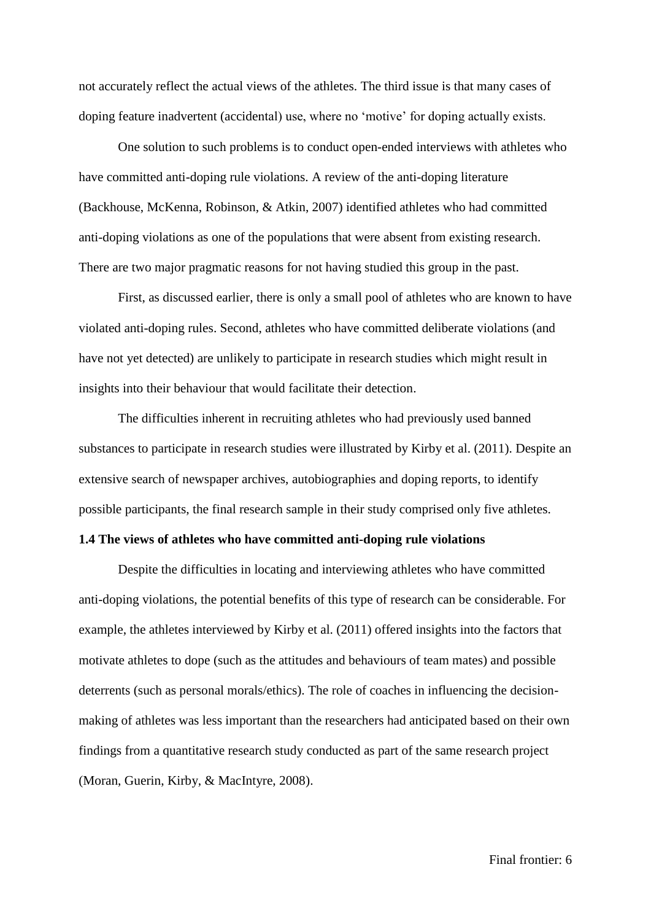not accurately reflect the actual views of the athletes. The third issue is that many cases of doping feature inadvertent (accidental) use, where no 'motive' for doping actually exists.

One solution to such problems is to conduct open-ended interviews with athletes who have committed anti-doping rule violations. A review of the anti-doping literature (Backhouse, McKenna, Robinson, & Atkin, 2007) identified athletes who had committed anti-doping violations as one of the populations that were absent from existing research. There are two major pragmatic reasons for not having studied this group in the past.

First, as discussed earlier, there is only a small pool of athletes who are known to have violated anti-doping rules. Second, athletes who have committed deliberate violations (and have not yet detected) are unlikely to participate in research studies which might result in insights into their behaviour that would facilitate their detection.

The difficulties inherent in recruiting athletes who had previously used banned substances to participate in research studies were illustrated by Kirby et al. (2011). Despite an extensive search of newspaper archives, autobiographies and doping reports, to identify possible participants, the final research sample in their study comprised only five athletes.

**1.4 The views of athletes who have committed anti-doping rule violations**

Despite the difficulties in locating and interviewing athletes who have committed anti-doping violations, the potential benefits of this type of research can be considerable. For example, the athletes interviewed by Kirby et al. (2011) offered insights into the factors that motivate athletes to dope (such as the attitudes and behaviours of team mates) and possible deterrents (such as personal morals/ethics). The role of coaches in influencing the decision-making of athletes was less important than the researchers had anticipated based on their own findings from a quantitative research study conducted as part of the same research project (Moran, Guerin, Kirby, & MacIntyre, 2008).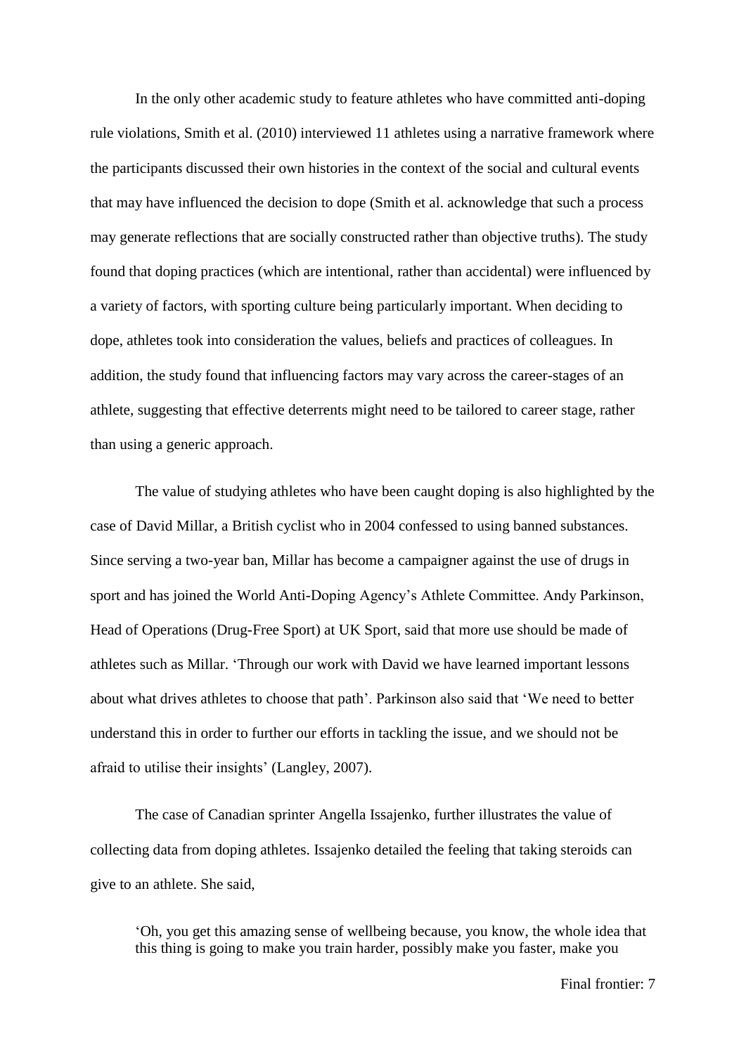In the only other academic study to feature athletes who have committed anti-doping rule violations, Smith et al. (2010) interviewed 11 athletes using a narrative framework where the participants discussed their own histories in the context of the social and cultural events that may have influenced the decision to dope (Smith et al. acknowledge that such a process may generate reflections that are socially constructed rather than objective truths). The study found that doping practices (which are intentional, rather than accidental) were influenced by a variety of factors, with sporting culture being particularly important. When deciding to dope, athletes took into consideration the values, beliefs and practices of colleagues. In addition, the study found that influencing factors may vary across the career-stages of an athlete, suggesting that effective deterrents might need to be tailored to career stage, rather than using a generic approach.

The value of studying athletes who have been caught doping is also highlighted by the case of David Millar, a British cyclist who in 2004 confessed to using banned substances. Since serving a two-year ban, Millar has become a campaigner against the use of drugs in sport and has joined the World Anti-Doping Agency's Athlete Committee. Andy Parkinson, Head of Operations (Drug-Free Sport) at UK Sport, said that more use should be made of athletes such as Millar. 'Through our work with David we have learned important lessons about what drives athletes to choose that path'. Parkinson also said that 'We need to better understand this in order to further our efforts in tackling the issue, and we should not be afraid to utilise their insights' (Langley, 2007).

The case of Canadian sprinter Angella Issajenko, further illustrates the value of collecting data from doping athletes. Issajenko detailed the feeling that taking steroids can give to an athlete. She said,

> 'Oh, you get this amazing sense of wellbeing because, you know, the whole idea that this thing is going to make you train harder, possibly make you faster, make you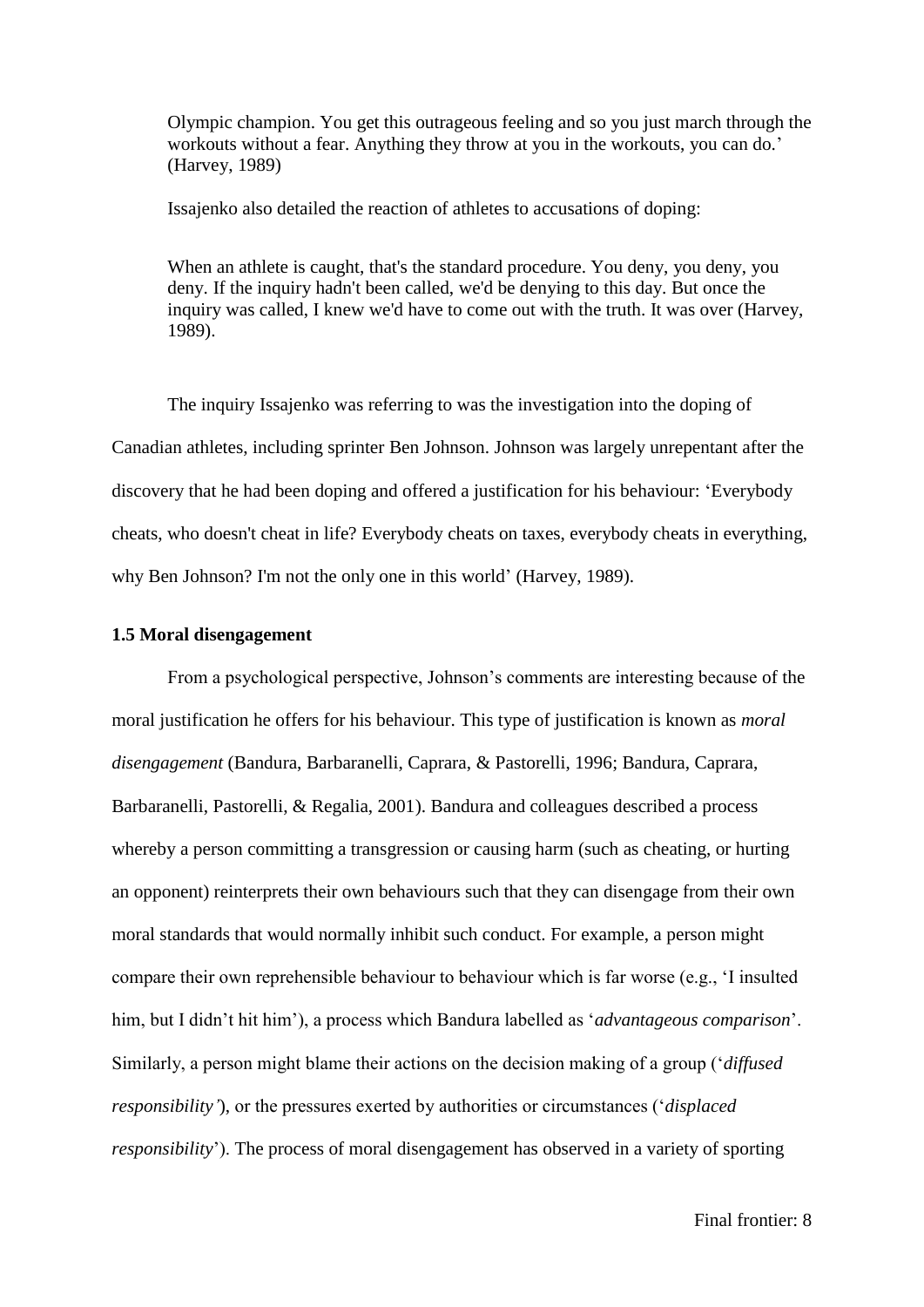Olympic champion. You get this outrageous feeling and so you just march through the workouts without a fear. Anything they throw at you in the workouts, you can do.' (Harvey, 1989)

Issajenko also detailed the reaction of athletes to accusations of doping:

> When an athlete is caught, that's the standard procedure. You deny, you deny, you deny. If the inquiry hadn't been called, we'd be denying to this day. But once the inquiry was called, I knew we'd have to come out with the truth. It was over (Harvey, 1989).

The inquiry Issajenko was referring to was the investigation into the doping of Canadian athletes, including sprinter Ben Johnson. Johnson was largely unrepentant after the discovery that he had been doping and offered a justification for his behaviour: 'Everybody cheats, who doesn't cheat in life? Everybody cheats on taxes, everybody cheats in everything, why Ben Johnson? I'm not the only one in this world' (Harvey, 1989).

### 1.5 Moral disengagement

From a psychological perspective, Johnson's comments are interesting because of the moral justification he offers for his behaviour. This type of justification is known as *moral disengagement* (Bandura, Barbaranelli, Caprara, & Pastorelli, 1996; Bandura, Caprara, Barbaranelli, Pastorelli, & Regalia, 2001). Bandura and colleagues described a process whereby a person committing a transgression or causing harm (such as cheating, or hurting an opponent) reinterprets their own behaviours such that they can disengage from their own moral standards that would normally inhibit such conduct. For example, a person might compare their own reprehensible behaviour to behaviour which is far worse (e.g., 'I insulted him, but I didn't hit him'), a process which Bandura labelled as '*advantageous comparison*'. Similarly, a person might blame their actions on the decision making of a group ('*diffused responsibility'*), or the pressures exerted by authorities or circumstances ('*displaced responsibility*'). The process of moral disengagement has observed in a variety of sporting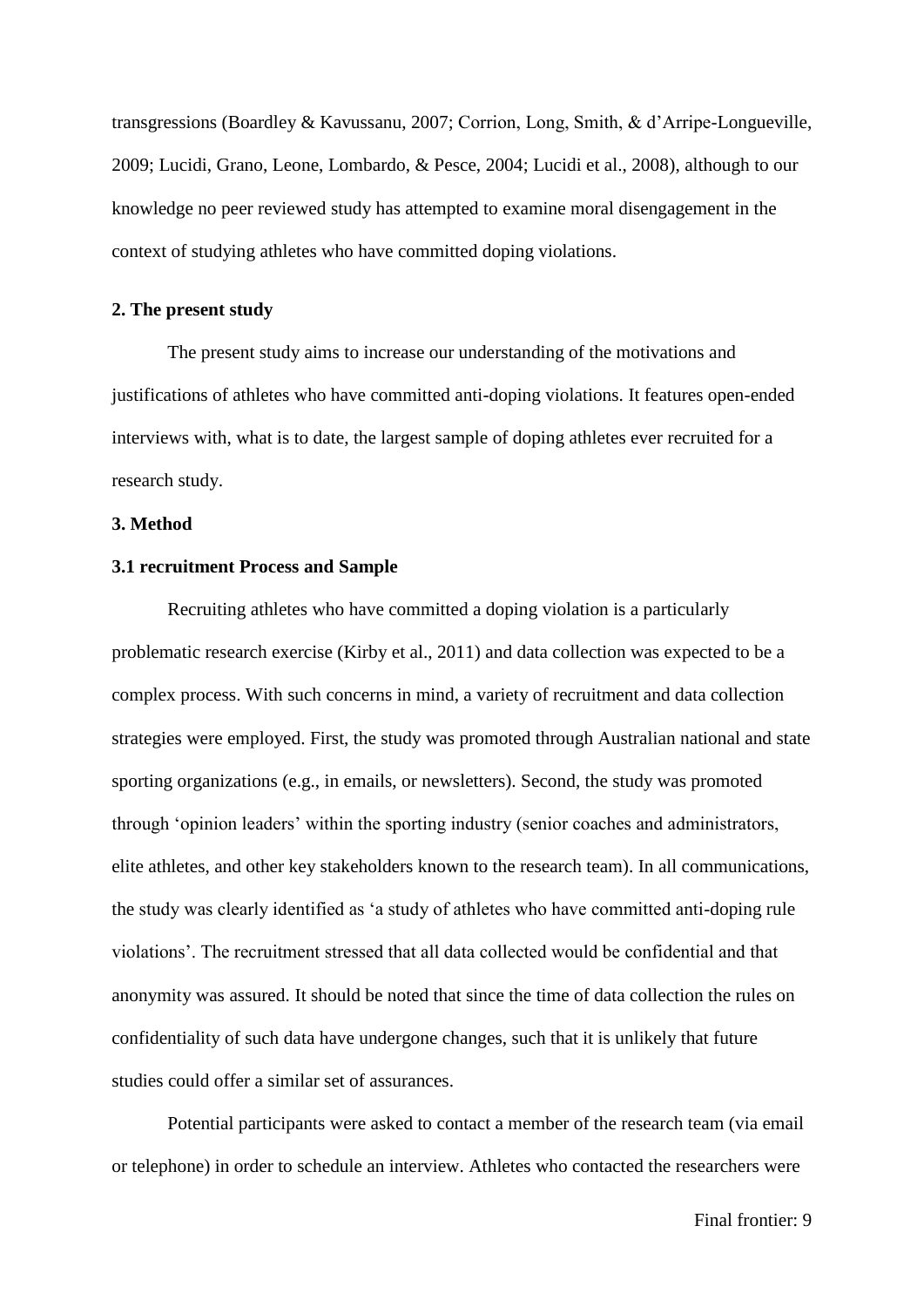transgressions (Boardley & Kavussanu, 2007; Corrion, Long, Smith, & d'Arripe-Longueville, 2009; Lucidi, Grano, Leone, Lombardo, & Pesce, 2004; Lucidi et al., 2008), although to our knowledge no peer reviewed study has attempted to examine moral disengagement in the context of studying athletes who have committed doping violations.

## 2. The present study

The present study aims to increase our understanding of the motivations and justifications of athletes who have committed anti-doping violations. It features open-ended interviews with, what is to date, the largest sample of doping athletes ever recruited for a research study.

## 3. Method

### 3.1 recruitment Process and Sample

Recruiting athletes who have committed a doping violation is a particularly problematic research exercise (Kirby et al., 2011) and data collection was expected to be a complex process. With such concerns in mind, a variety of recruitment and data collection strategies were employed. First, the study was promoted through Australian national and state sporting organizations (e.g., in emails, or newsletters). Second, the study was promoted through 'opinion leaders' within the sporting industry (senior coaches and administrators, elite athletes, and other key stakeholders known to the research team). In all communications, the study was clearly identified as 'a study of athletes who have committed anti-doping rule violations'. The recruitment stressed that all data collected would be confidential and that anonymity was assured. It should be noted that since the time of data collection the rules on confidentiality of such data have undergone changes, such that it is unlikely that future studies could offer a similar set of assurances.

Potential participants were asked to contact a member of the research team (via email or telephone) in order to schedule an interview. Athletes who contacted the researchers were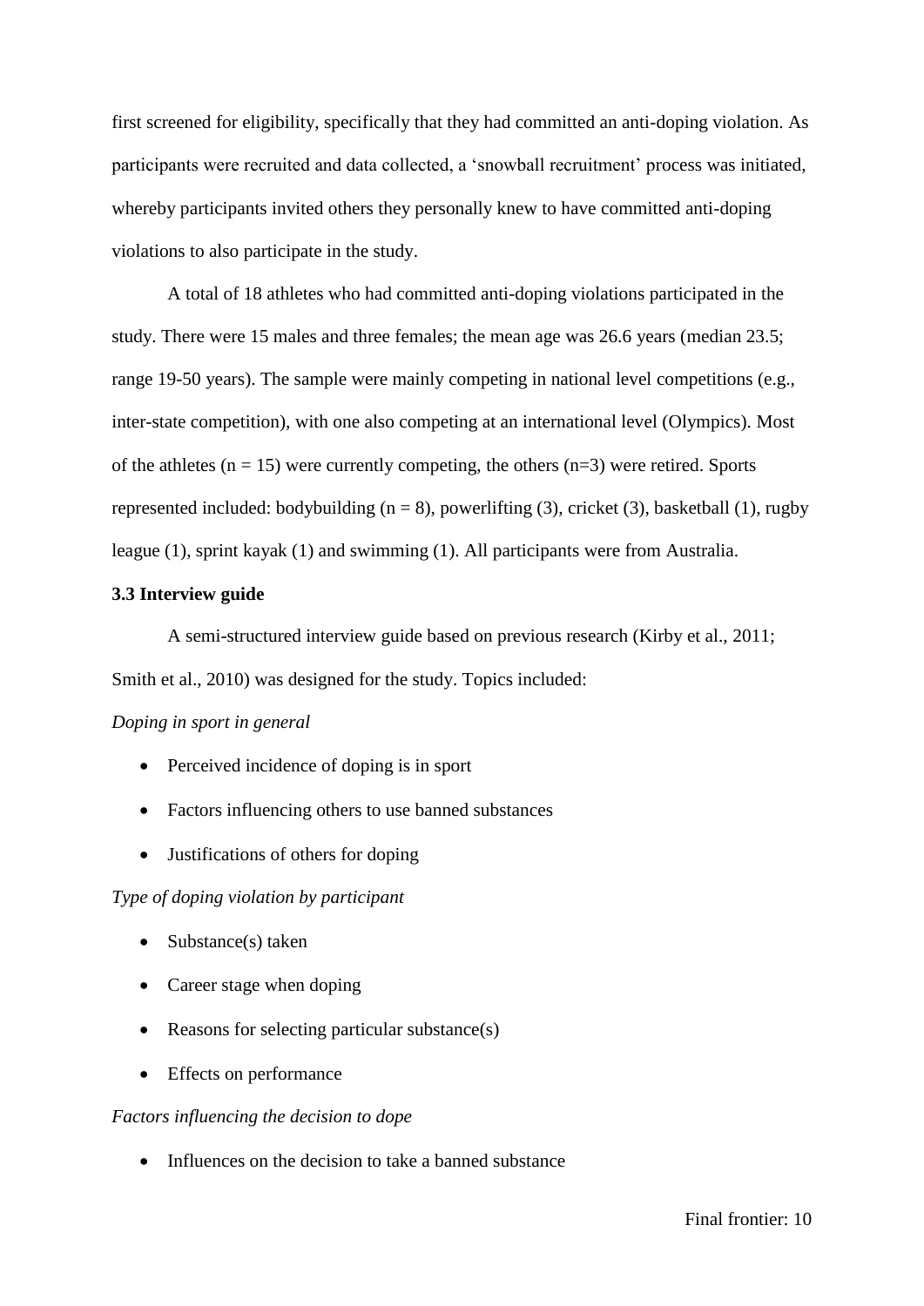first screened for eligibility, specifically that they had committed an anti-doping violation. As participants were recruited and data collected, a 'snowball recruitment' process was initiated, whereby participants invited others they personally knew to have committed anti-doping violations to also participate in the study.

A total of 18 athletes who had committed anti-doping violations participated in the study. There were 15 males and three females; the mean age was 26.6 years (median 23.5; range 19-50 years). The sample were mainly competing in national level competitions (e.g., inter-state competition), with one also competing at an international level (Olympics). Most of the athletes (n = 15) were currently competing, the others (n=3) were retired. Sports represented included: bodybuilding (n = 8), powerlifting (3), cricket (3), basketball (1), rugby league (1), sprint kayak (1) and swimming (1). All participants were from Australia.

### 3.3 Interview guide

A semi-structured interview guide based on previous research (Kirby et al., 2011; Smith et al., 2010) was designed for the study. Topics included:

*Doping in sport in general*

- Perceived incidence of doping is in sport
- Factors influencing others to use banned substances
- Justifications of others for doping

*Type of doping violation by participant*

- Substance(s) taken
- Career stage when doping
- Reasons for selecting particular substance(s)
- Effects on performance

*Factors influencing the decision to dope*

- Influences on the decision to take a banned substance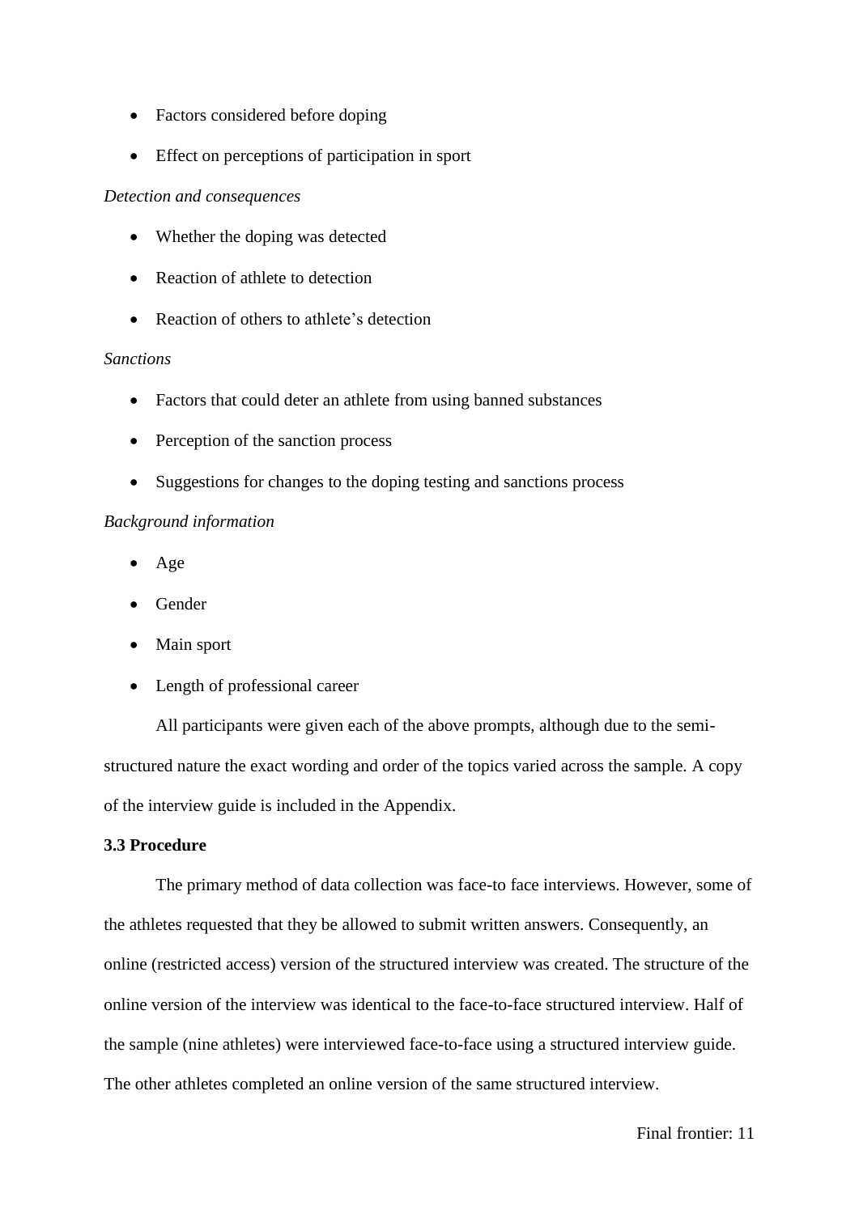- Factors considered before doping
- Effect on perceptions of participation in sport

*Detection and consequences*

- Whether the doping was detected
- Reaction of athlete to detection
- Reaction of others to athlete's detection

*Sanctions*

- Factors that could deter an athlete from using banned substances
- Perception of the sanction process
- Suggestions for changes to the doping testing and sanctions process

*Background information*

- Age
- Gender
- Main sport
- Length of professional career

All participants were given each of the above prompts, although due to the semi-structured nature the exact wording and order of the topics varied across the sample. A copy of the interview guide is included in the Appendix.

**3.3 Procedure**

The primary method of data collection was face-to face interviews. However, some of the athletes requested that they be allowed to submit written answers. Consequently, an online (restricted access) version of the structured interview was created. The structure of the online version of the interview was identical to the face-to-face structured interview. Half of the sample (nine athletes) were interviewed face-to-face using a structured interview guide. The other athletes completed an online version of the same structured interview.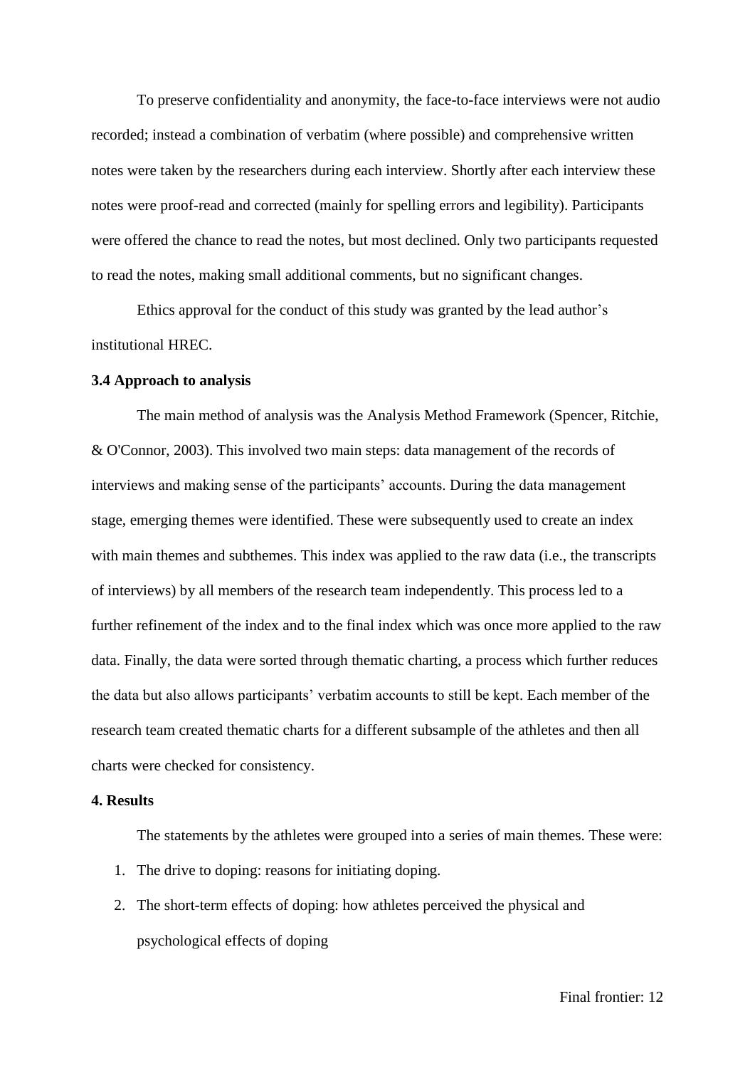To preserve confidentiality and anonymity, the face-to-face interviews were not audio recorded; instead a combination of verbatim (where possible) and comprehensive written notes were taken by the researchers during each interview. Shortly after each interview these notes were proof-read and corrected (mainly for spelling errors and legibility). Participants were offered the chance to read the notes, but most declined. Only two participants requested to read the notes, making small additional comments, but no significant changes.

Ethics approval for the conduct of this study was granted by the lead author's institutional HREC.

### 3.4 Approach to analysis

The main method of analysis was the Analysis Method Framework (Spencer, Ritchie, & O'Connor, 2003). This involved two main steps: data management of the records of interviews and making sense of the participants' accounts. During the data management stage, emerging themes were identified. These were subsequently used to create an index with main themes and subthemes. This index was applied to the raw data (i.e., the transcripts of interviews) by all members of the research team independently. This process led to a further refinement of the index and to the final index which was once more applied to the raw data. Finally, the data were sorted through thematic charting, a process which further reduces the data but also allows participants' verbatim accounts to still be kept. Each member of the research team created thematic charts for a different subsample of the athletes and then all charts were checked for consistency.

## 4. Results

The statements by the athletes were grouped into a series of main themes. These were:

1. The drive to doping: reasons for initiating doping.
2. The short-term effects of doping: how athletes perceived the physical and psychological effects of doping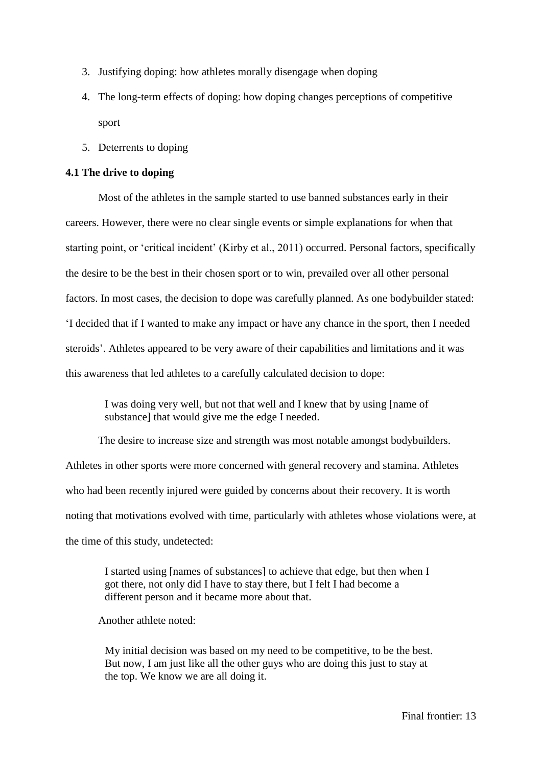3. Justifying doping: how athletes morally disengage when doping
4. The long-term effects of doping: how doping changes perceptions of competitive sport
5. Deterrents to doping

**4.1 The drive to doping**

Most of the athletes in the sample started to use banned substances early in their careers. However, there were no clear single events or simple explanations for when that starting point, or 'critical incident' (Kirby et al., 2011) occurred. Personal factors, specifically the desire to be the best in their chosen sport or to win, prevailed over all other personal factors. In most cases, the decision to dope was carefully planned. As one bodybuilder stated: 'I decided that if I wanted to make any impact or have any chance in the sport, then I needed steroids'. Athletes appeared to be very aware of their capabilities and limitations and it was this awareness that led athletes to a carefully calculated decision to dope:

> I was doing very well, but not that well and I knew that by using [name of substance] that would give me the edge I needed.

The desire to increase size and strength was most notable amongst bodybuilders. Athletes in other sports were more concerned with general recovery and stamina. Athletes who had been recently injured were guided by concerns about their recovery. It is worth noting that motivations evolved with time, particularly with athletes whose violations were, at the time of this study, undetected:

> I started using [names of substances] to achieve that edge, but then when I got there, not only did I have to stay there, but I felt I had become a different person and it became more about that.

Another athlete noted:

> My initial decision was based on my need to be competitive, to be the best. But now, I am just like all the other guys who are doing this just to stay at the top. We know we are all doing it.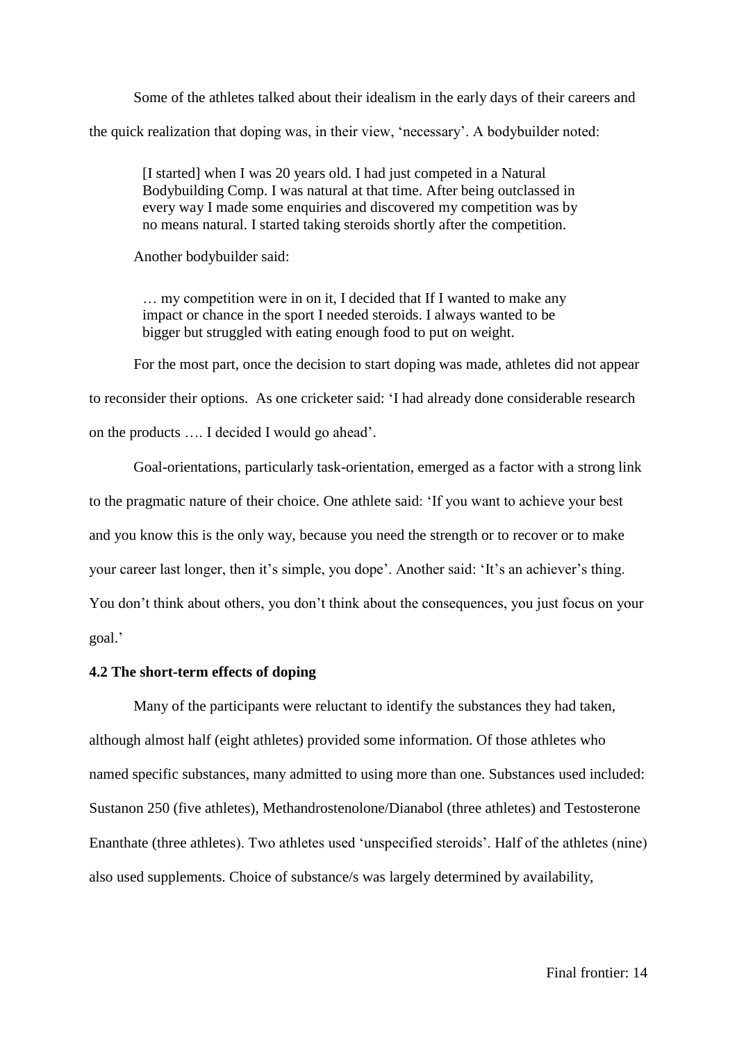Some of the athletes talked about their idealism in the early days of their careers and the quick realization that doping was, in their view, 'necessary'. A bodybuilder noted:

> [I started] when I was 20 years old. I had just competed in a Natural Bodybuilding Comp. I was natural at that time. After being outclassed in every way I made some enquiries and discovered my competition was by no means natural. I started taking steroids shortly after the competition.

Another bodybuilder said:

> … my competition were in on it, I decided that If I wanted to make any impact or chance in the sport I needed steroids. I always wanted to be bigger but struggled with eating enough food to put on weight.

For the most part, once the decision to start doping was made, athletes did not appear to reconsider their options. As one cricketer said: 'I had already done considerable research on the products …. I decided I would go ahead'.

Goal-orientations, particularly task-orientation, emerged as a factor with a strong link to the pragmatic nature of their choice. One athlete said: 'If you want to achieve your best and you know this is the only way, because you need the strength or to recover or to make your career last longer, then it's simple, you dope'. Another said: 'It's an achiever's thing. You don't think about others, you don't think about the consequences, you just focus on your goal.'

**4.2 The short-term effects of doping**

Many of the participants were reluctant to identify the substances they had taken, although almost half (eight athletes) provided some information. Of those athletes who named specific substances, many admitted to using more than one. Substances used included: Sustanon 250 (five athletes), Methandrostenolone/Dianabol (three athletes) and Testosterone Enanthate (three athletes). Two athletes used 'unspecified steroids'. Half of the athletes (nine) also used supplements. Choice of substance/s was largely determined by availability,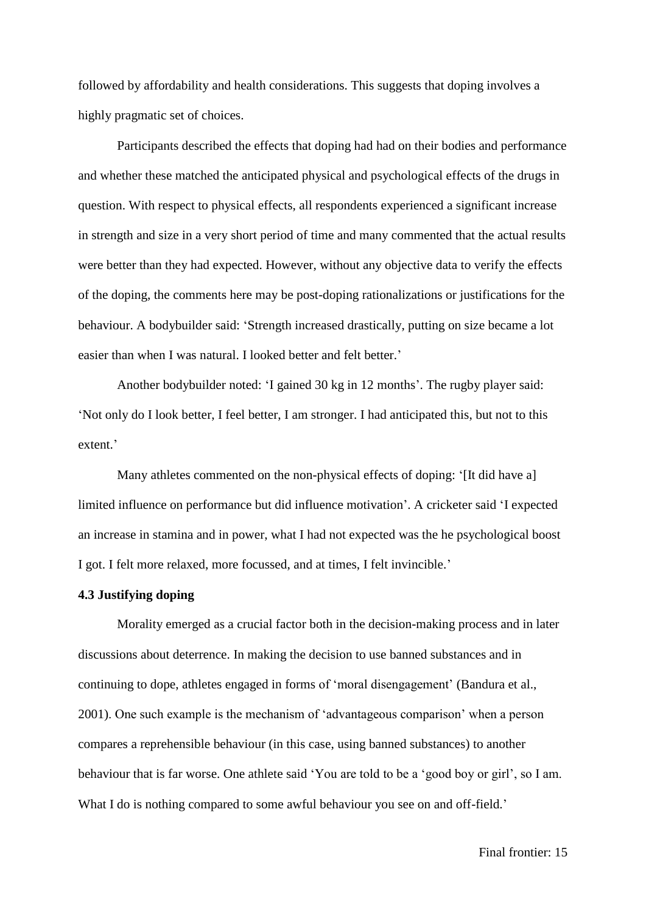followed by affordability and health considerations. This suggests that doping involves a highly pragmatic set of choices.

Participants described the effects that doping had had on their bodies and performance and whether these matched the anticipated physical and psychological effects of the drugs in question. With respect to physical effects, all respondents experienced a significant increase in strength and size in a very short period of time and many commented that the actual results were better than they had expected. However, without any objective data to verify the effects of the doping, the comments here may be post-doping rationalizations or justifications for the behaviour. A bodybuilder said: 'Strength increased drastically, putting on size became a lot easier than when I was natural. I looked better and felt better.'

Another bodybuilder noted: 'I gained 30 kg in 12 months'. The rugby player said: 'Not only do I look better, I feel better, I am stronger. I had anticipated this, but not to this extent.'

Many athletes commented on the non-physical effects of doping: '[It did have a] limited influence on performance but did influence motivation'. A cricketer said 'I expected an increase in stamina and in power, what I had not expected was the he psychological boost I got. I felt more relaxed, more focussed, and at times, I felt invincible.'

**4.3 Justifying doping**

Morality emerged as a crucial factor both in the decision-making process and in later discussions about deterrence. In making the decision to use banned substances and in continuing to dope, athletes engaged in forms of 'moral disengagement' (Bandura et al., 2001). One such example is the mechanism of 'advantageous comparison' when a person compares a reprehensible behaviour (in this case, using banned substances) to another behaviour that is far worse. One athlete said 'You are told to be a 'good boy or girl', so I am. What I do is nothing compared to some awful behaviour you see on and off-field.'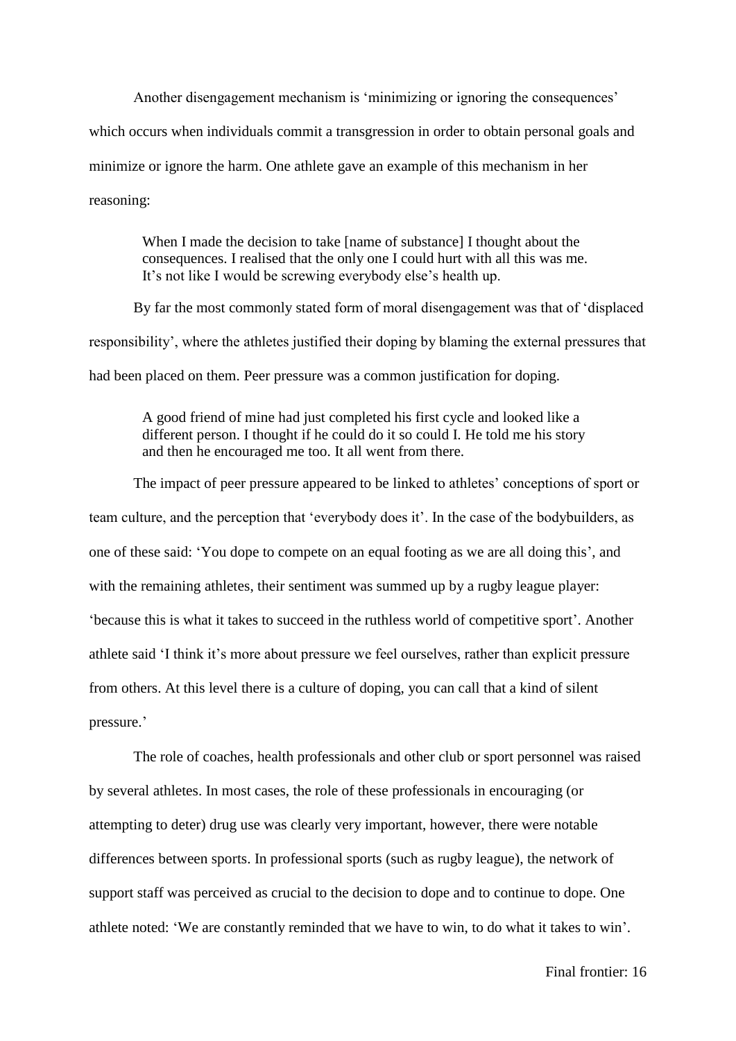Another disengagement mechanism is 'minimizing or ignoring the consequences' which occurs when individuals commit a transgression in order to obtain personal goals and minimize or ignore the harm. One athlete gave an example of this mechanism in her reasoning:

> When I made the decision to take [name of substance] I thought about the consequences. I realised that the only one I could hurt with all this was me. It's not like I would be screwing everybody else's health up.

By far the most commonly stated form of moral disengagement was that of 'displaced responsibility', where the athletes justified their doping by blaming the external pressures that had been placed on them. Peer pressure was a common justification for doping.

> A good friend of mine had just completed his first cycle and looked like a different person. I thought if he could do it so could I. He told me his story and then he encouraged me too. It all went from there.

The impact of peer pressure appeared to be linked to athletes' conceptions of sport or team culture, and the perception that 'everybody does it'. In the case of the bodybuilders, as one of these said: 'You dope to compete on an equal footing as we are all doing this', and with the remaining athletes, their sentiment was summed up by a rugby league player: 'because this is what it takes to succeed in the ruthless world of competitive sport'. Another athlete said 'I think it's more about pressure we feel ourselves, rather than explicit pressure from others. At this level there is a culture of doping, you can call that a kind of silent pressure.'

The role of coaches, health professionals and other club or sport personnel was raised by several athletes. In most cases, the role of these professionals in encouraging (or attempting to deter) drug use was clearly very important, however, there were notable differences between sports. In professional sports (such as rugby league), the network of support staff was perceived as crucial to the decision to dope and to continue to dope. One athlete noted: 'We are constantly reminded that we have to win, to do what it takes to win'.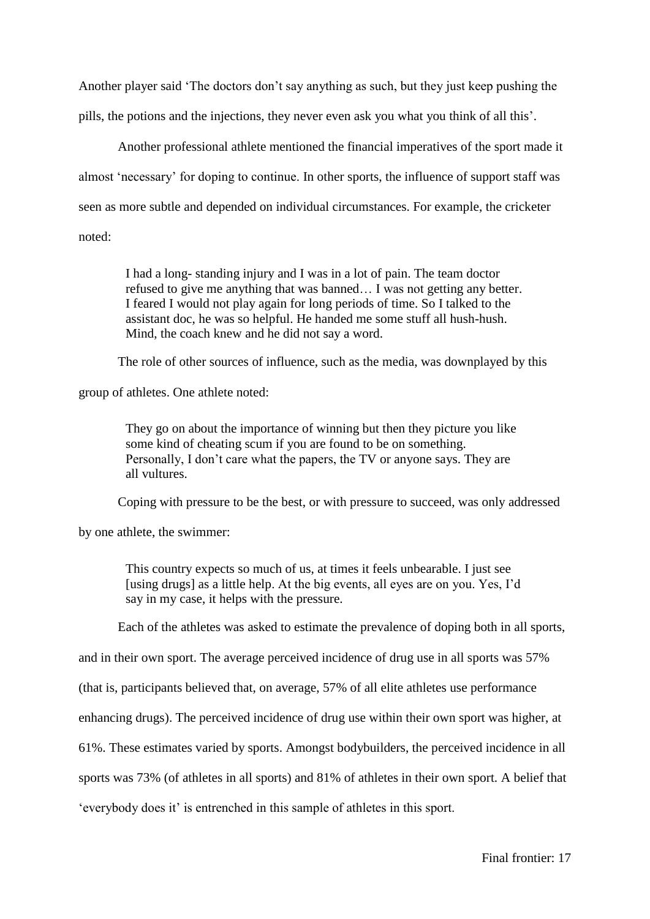Another player said 'The doctors don't say anything as such, but they just keep pushing the pills, the potions and the injections, they never even ask you what you think of all this'.

Another professional athlete mentioned the financial imperatives of the sport made it almost 'necessary' for doping to continue. In other sports, the influence of support staff was seen as more subtle and depended on individual circumstances. For example, the cricketer noted:

> I had a long- standing injury and I was in a lot of pain. The team doctor refused to give me anything that was banned… I was not getting any better. I feared I would not play again for long periods of time. So I talked to the assistant doc, he was so helpful. He handed me some stuff all hush-hush. Mind, the coach knew and he did not say a word.

The role of other sources of influence, such as the media, was downplayed by this group of athletes. One athlete noted:

> They go on about the importance of winning but then they picture you like some kind of cheating scum if you are found to be on something. Personally, I don't care what the papers, the TV or anyone says. They are all vultures.

Coping with pressure to be the best, or with pressure to succeed, was only addressed by one athlete, the swimmer:

> This country expects so much of us, at times it feels unbearable. I just see [using drugs] as a little help. At the big events, all eyes are on you. Yes, I'd say in my case, it helps with the pressure.

Each of the athletes was asked to estimate the prevalence of doping both in all sports, and in their own sport. The average perceived incidence of drug use in all sports was 57% (that is, participants believed that, on average, 57% of all elite athletes use performance enhancing drugs). The perceived incidence of drug use within their own sport was higher, at 61%. These estimates varied by sports. Amongst bodybuilders, the perceived incidence in all sports was 73% (of athletes in all sports) and 81% of athletes in their own sport. A belief that 'everybody does it' is entrenched in this sample of athletes in this sport.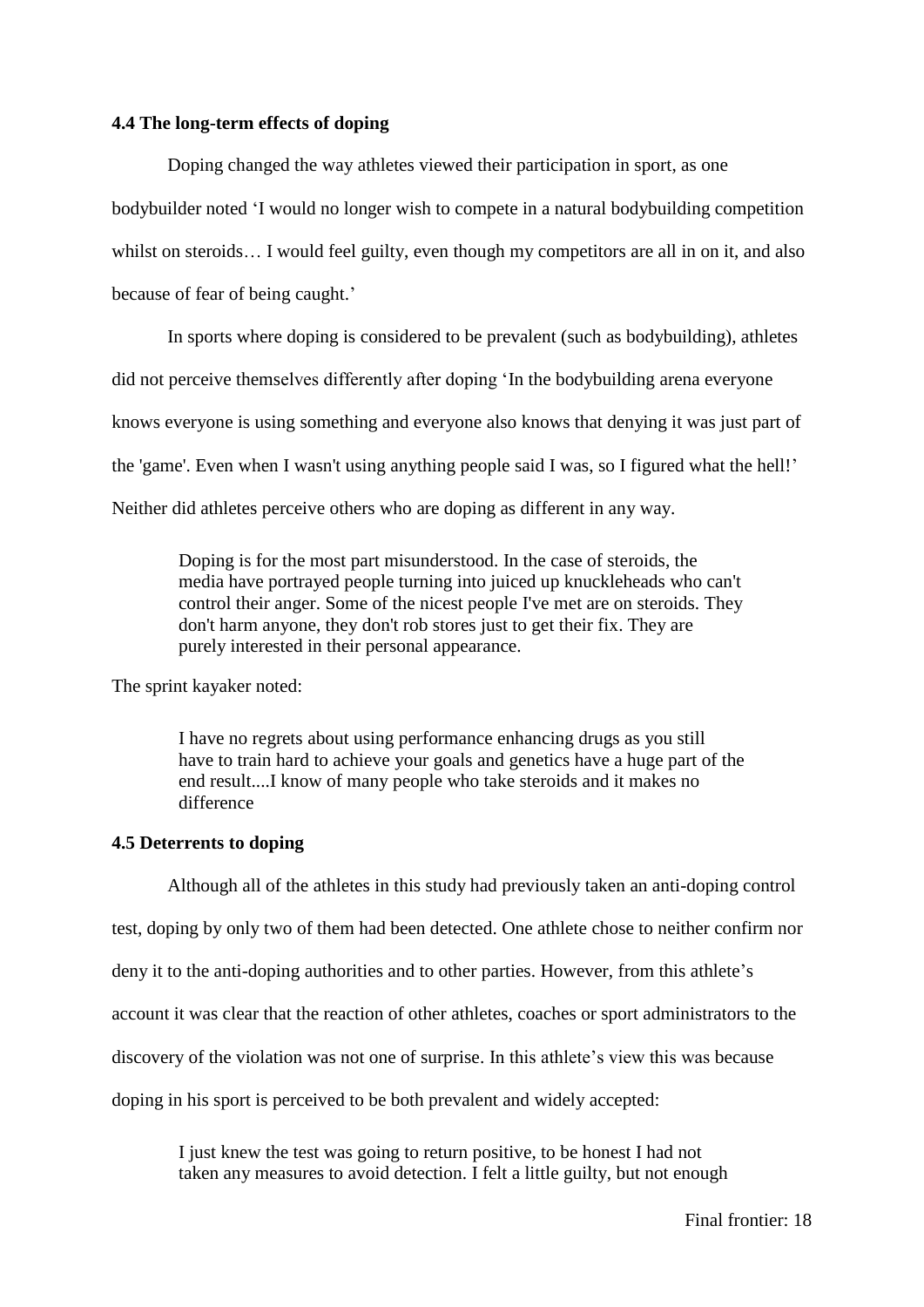### 4.4 The long-term effects of doping

Doping changed the way athletes viewed their participation in sport, as one bodybuilder noted 'I would no longer wish to compete in a natural bodybuilding competition whilst on steroids… I would feel guilty, even though my competitors are all in on it, and also because of fear of being caught.'

In sports where doping is considered to be prevalent (such as bodybuilding), athletes did not perceive themselves differently after doping 'In the bodybuilding arena everyone knows everyone is using something and everyone also knows that denying it was just part of the 'game'. Even when I wasn't using anything people said I was, so I figured what the hell!' Neither did athletes perceive others who are doping as different in any way.

> Doping is for the most part misunderstood. In the case of steroids, the media have portrayed people turning into juiced up knuckleheads who can't control their anger. Some of the nicest people I've met are on steroids. They don't harm anyone, they don't rob stores just to get their fix. They are purely interested in their personal appearance.

The sprint kayaker noted:

> I have no regrets about using performance enhancing drugs as you still have to train hard to achieve your goals and genetics have a huge part of the end result....I know of many people who take steroids and it makes no difference

### 4.5 Deterrents to doping

Although all of the athletes in this study had previously taken an anti-doping control test, doping by only two of them had been detected. One athlete chose to neither confirm nor deny it to the anti-doping authorities and to other parties. However, from this athlete's account it was clear that the reaction of other athletes, coaches or sport administrators to the discovery of the violation was not one of surprise. In this athlete's view this was because doping in his sport is perceived to be both prevalent and widely accepted:

> I just knew the test was going to return positive, to be honest I had not taken any measures to avoid detection. I felt a little guilty, but not enough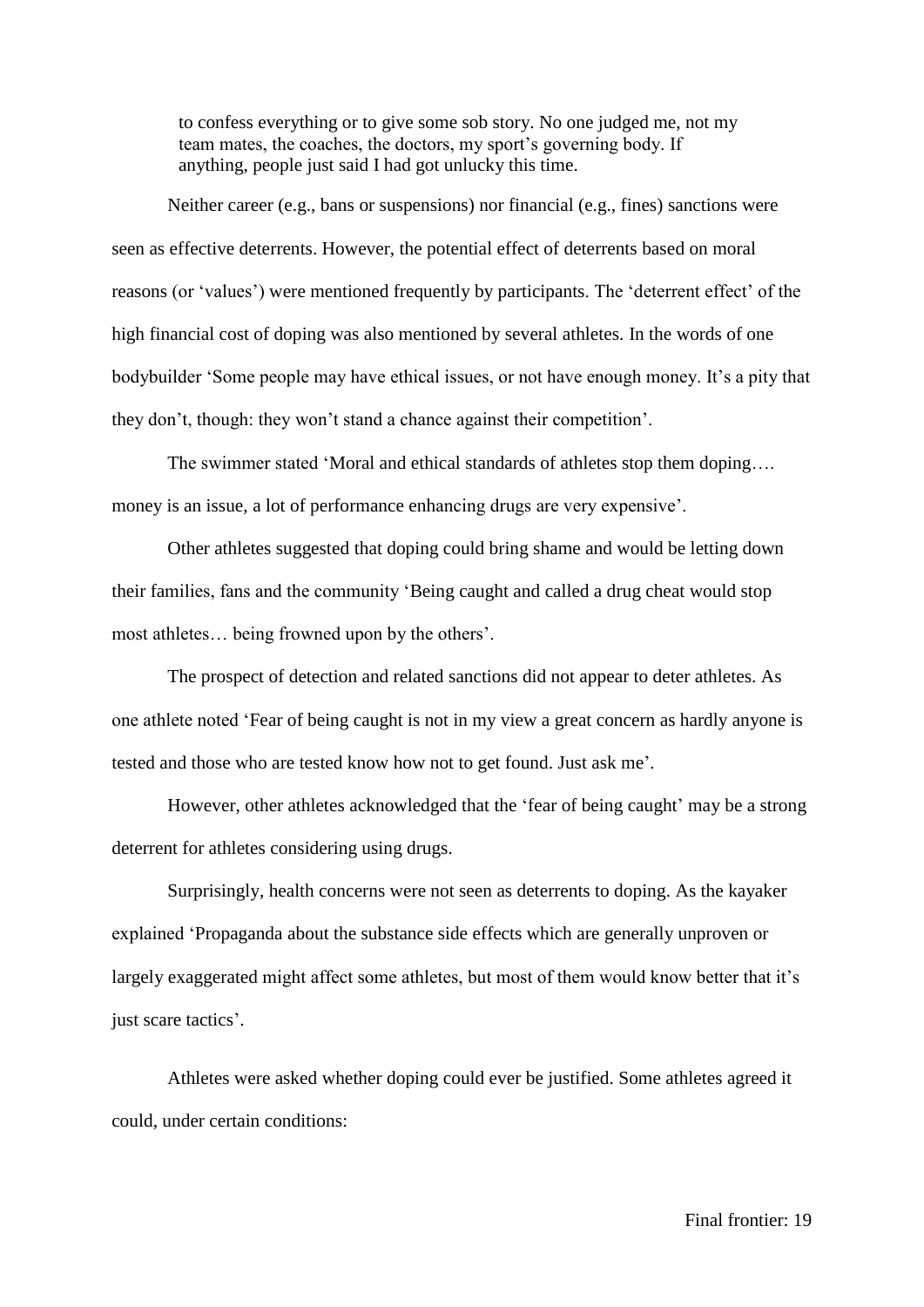> to confess everything or to give some sob story. No one judged me, not my team mates, the coaches, the doctors, my sport's governing body. If anything, people just said I had got unlucky this time.

Neither career (e.g., bans or suspensions) nor financial (e.g., fines) sanctions were seen as effective deterrents. However, the potential effect of deterrents based on moral reasons (or 'values') were mentioned frequently by participants. The 'deterrent effect' of the high financial cost of doping was also mentioned by several athletes. In the words of one bodybuilder 'Some people may have ethical issues, or not have enough money. It's a pity that they don't, though: they won't stand a chance against their competition'.

The swimmer stated 'Moral and ethical standards of athletes stop them doping…. money is an issue, a lot of performance enhancing drugs are very expensive'.

Other athletes suggested that doping could bring shame and would be letting down their families, fans and the community 'Being caught and called a drug cheat would stop most athletes… being frowned upon by the others'.

The prospect of detection and related sanctions did not appear to deter athletes. As one athlete noted 'Fear of being caught is not in my view a great concern as hardly anyone is tested and those who are tested know how not to get found. Just ask me'.

However, other athletes acknowledged that the 'fear of being caught' may be a strong deterrent for athletes considering using drugs.

Surprisingly, health concerns were not seen as deterrents to doping. As the kayaker explained 'Propaganda about the substance side effects which are generally unproven or largely exaggerated might affect some athletes, but most of them would know better that it's just scare tactics'.

Athletes were asked whether doping could ever be justified. Some athletes agreed it could, under certain conditions: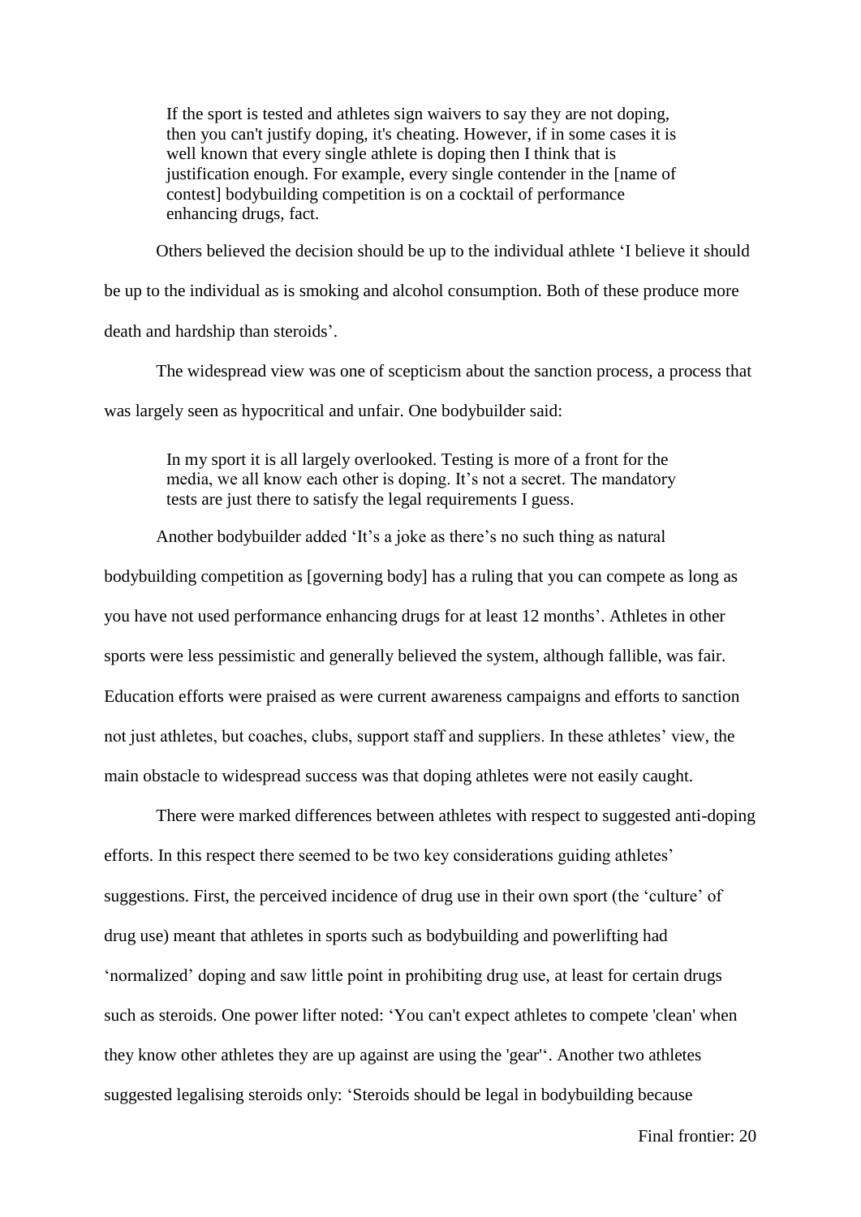> If the sport is tested and athletes sign waivers to say they are not doping, then you can't justify doping, it's cheating. However, if in some cases it is well known that every single athlete is doping then I think that is justification enough. For example, every single contender in the [name of contest] bodybuilding competition is on a cocktail of performance enhancing drugs, fact.

Others believed the decision should be up to the individual athlete 'I believe it should be up to the individual as is smoking and alcohol consumption. Both of these produce more death and hardship than steroids'.

The widespread view was one of scepticism about the sanction process, a process that was largely seen as hypocritical and unfair. One bodybuilder said:

> In my sport it is all largely overlooked. Testing is more of a front for the media, we all know each other is doping. It's not a secret. The mandatory tests are just there to satisfy the legal requirements I guess.

Another bodybuilder added 'It's a joke as there's no such thing as natural bodybuilding competition as [governing body] has a ruling that you can compete as long as you have not used performance enhancing drugs for at least 12 months'. Athletes in other sports were less pessimistic and generally believed the system, although fallible, was fair. Education efforts were praised as were current awareness campaigns and efforts to sanction not just athletes, but coaches, clubs, support staff and suppliers. In these athletes' view, the main obstacle to widespread success was that doping athletes were not easily caught.

There were marked differences between athletes with respect to suggested anti-doping efforts. In this respect there seemed to be two key considerations guiding athletes' suggestions. First, the perceived incidence of drug use in their own sport (the 'culture' of drug use) meant that athletes in sports such as bodybuilding and powerlifting had 'normalized' doping and saw little point in prohibiting drug use, at least for certain drugs such as steroids. One power lifter noted: 'You can't expect athletes to compete 'clean' when they know other athletes they are up against are using the 'gear''. Another two athletes suggested legalising steroids only: 'Steroids should be legal in bodybuilding because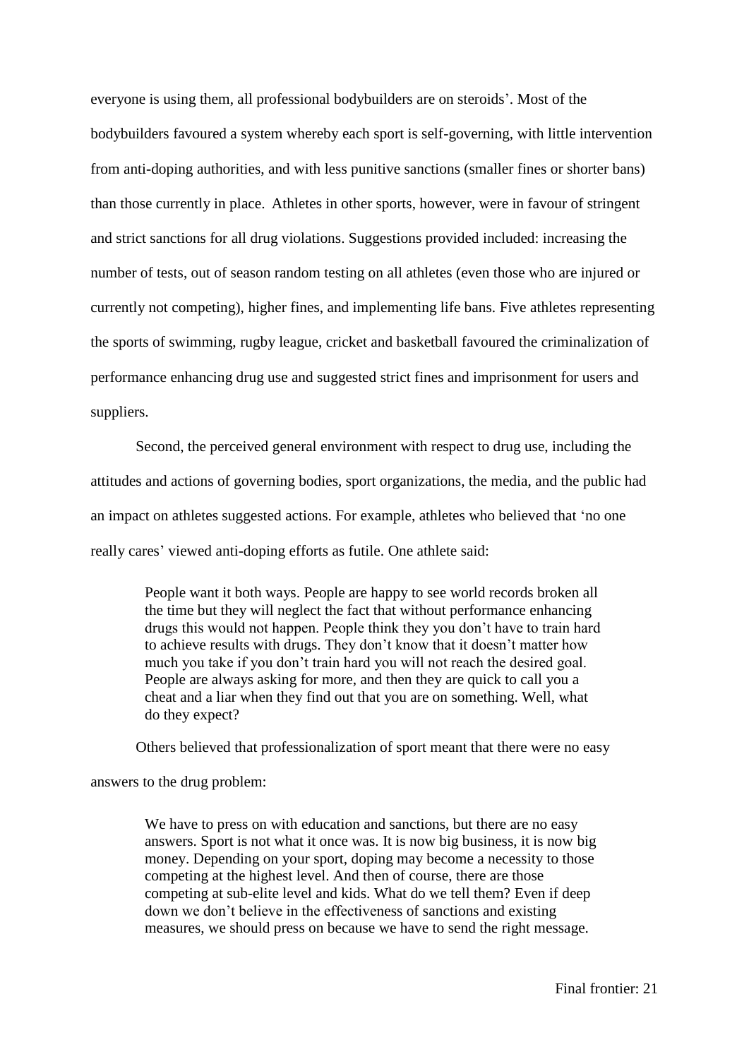everyone is using them, all professional bodybuilders are on steroids'. Most of the bodybuilders favoured a system whereby each sport is self-governing, with little intervention from anti-doping authorities, and with less punitive sanctions (smaller fines or shorter bans) than those currently in place. Athletes in other sports, however, were in favour of stringent and strict sanctions for all drug violations. Suggestions provided included: increasing the number of tests, out of season random testing on all athletes (even those who are injured or currently not competing), higher fines, and implementing life bans. Five athletes representing the sports of swimming, rugby league, cricket and basketball favoured the criminalization of performance enhancing drug use and suggested strict fines and imprisonment for users and suppliers.

Second, the perceived general environment with respect to drug use, including the attitudes and actions of governing bodies, sport organizations, the media, and the public had an impact on athletes suggested actions. For example, athletes who believed that 'no one really cares' viewed anti-doping efforts as futile. One athlete said:

> People want it both ways. People are happy to see world records broken all the time but they will neglect the fact that without performance enhancing drugs this would not happen. People think they you don't have to train hard to achieve results with drugs. They don't know that it doesn't matter how much you take if you don't train hard you will not reach the desired goal. People are always asking for more, and then they are quick to call you a cheat and a liar when they find out that you are on something. Well, what do they expect?

Others believed that professionalization of sport meant that there were no easy answers to the drug problem:

> We have to press on with education and sanctions, but there are no easy answers. Sport is not what it once was. It is now big business, it is now big money. Depending on your sport, doping may become a necessity to those competing at the highest level. And then of course, there are those competing at sub-elite level and kids. What do we tell them? Even if deep down we don't believe in the effectiveness of sanctions and existing measures, we should press on because we have to send the right message.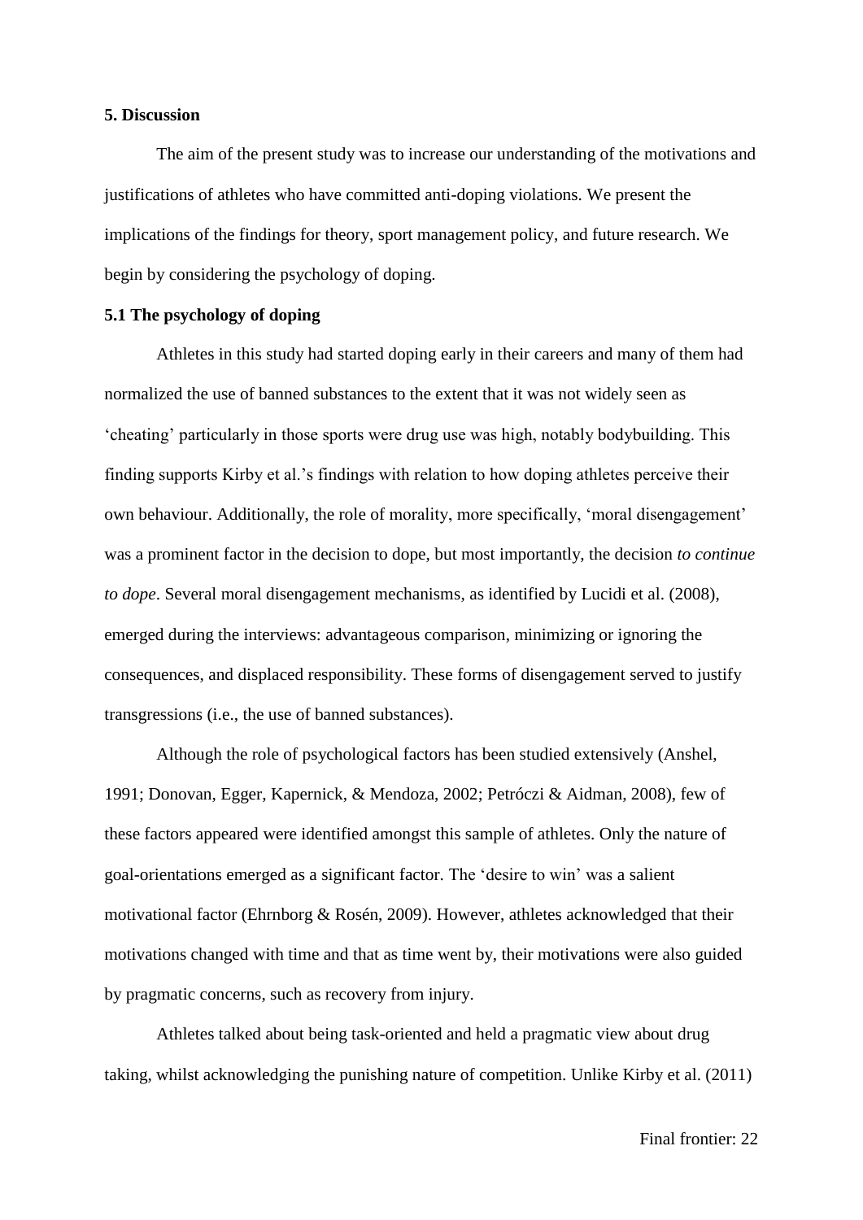## 5. Discussion

The aim of the present study was to increase our understanding of the motivations and justifications of athletes who have committed anti-doping violations. We present the implications of the findings for theory, sport management policy, and future research. We begin by considering the psychology of doping.

### 5.1 The psychology of doping

Athletes in this study had started doping early in their careers and many of them had normalized the use of banned substances to the extent that it was not widely seen as 'cheating' particularly in those sports were drug use was high, notably bodybuilding. This finding supports Kirby et al.'s findings with relation to how doping athletes perceive their own behaviour. Additionally, the role of morality, more specifically, 'moral disengagement' was a prominent factor in the decision to dope, but most importantly, the decision *to continue to dope*. Several moral disengagement mechanisms, as identified by Lucidi et al. (2008), emerged during the interviews: advantageous comparison, minimizing or ignoring the consequences, and displaced responsibility. These forms of disengagement served to justify transgressions (i.e., the use of banned substances).

Although the role of psychological factors has been studied extensively (Anshel, 1991; Donovan, Egger, Kapernick, & Mendoza, 2002; Petróczi & Aidman, 2008), few of these factors appeared were identified amongst this sample of athletes. Only the nature of goal-orientations emerged as a significant factor. The 'desire to win' was a salient motivational factor (Ehrnborg & Rosén, 2009). However, athletes acknowledged that their motivations changed with time and that as time went by, their motivations were also guided by pragmatic concerns, such as recovery from injury.

Athletes talked about being task-oriented and held a pragmatic view about drug taking, whilst acknowledging the punishing nature of competition. Unlike Kirby et al. (2011)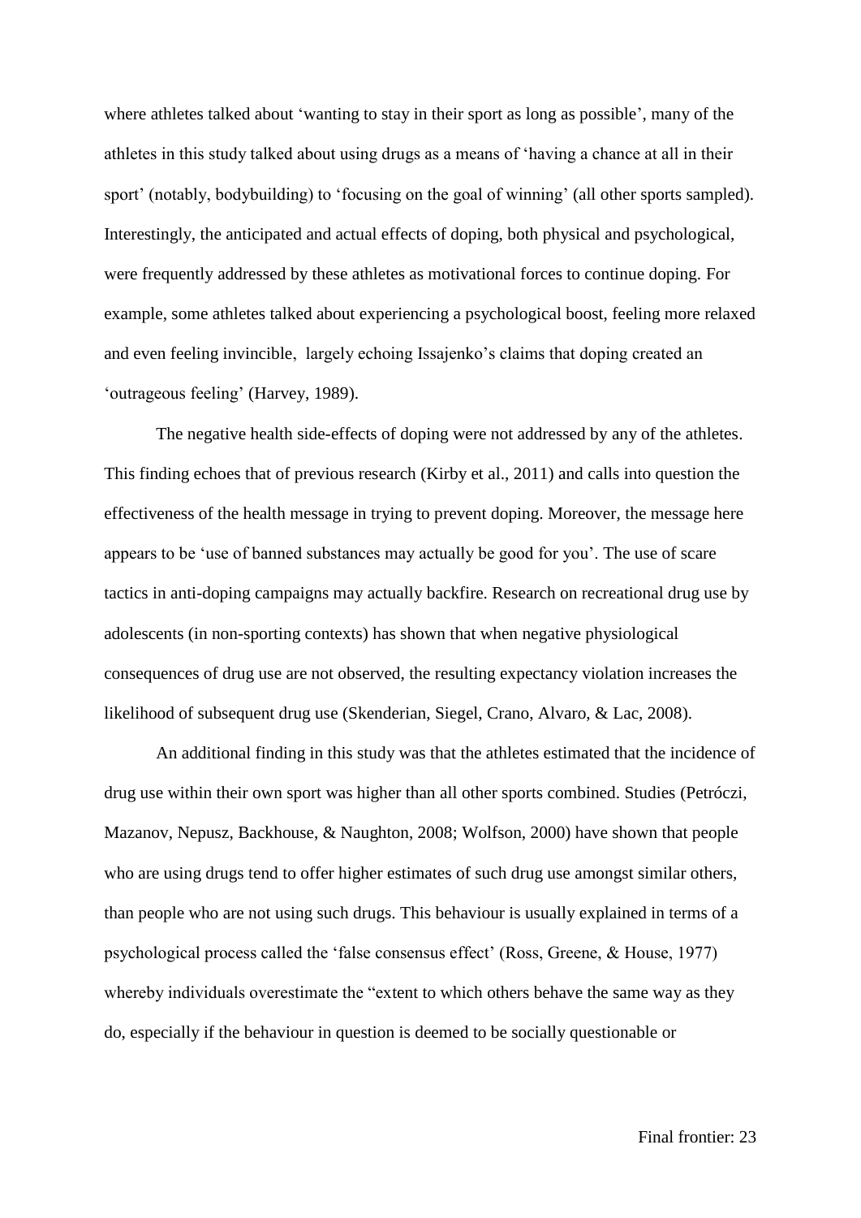where athletes talked about ‘wanting to stay in their sport as long as possible’, many of the athletes in this study talked about using drugs as a means of ‘having a chance at all in their sport’ (notably, bodybuilding) to ‘focusing on the goal of winning’ (all other sports sampled). Interestingly, the anticipated and actual effects of doping, both physical and psychological, were frequently addressed by these athletes as motivational forces to continue doping. For example, some athletes talked about experiencing a psychological boost, feeling more relaxed and even feeling invincible, largely echoing Issajenko’s claims that doping created an ‘outrageous feeling’ (Harvey, 1989).

The negative health side-effects of doping were not addressed by any of the athletes. This finding echoes that of previous research (Kirby et al., 2011) and calls into question the effectiveness of the health message in trying to prevent doping. Moreover, the message here appears to be ‘use of banned substances may actually be good for you’. The use of scare tactics in anti-doping campaigns may actually backfire. Research on recreational drug use by adolescents (in non-sporting contexts) has shown that when negative physiological consequences of drug use are not observed, the resulting expectancy violation increases the likelihood of subsequent drug use (Skenderian, Siegel, Crano, Alvaro, & Lac, 2008).

An additional finding in this study was that the athletes estimated that the incidence of drug use within their own sport was higher than all other sports combined. Studies (Petróczi, Mazanov, Nepusz, Backhouse, & Naughton, 2008; Wolfson, 2000) have shown that people who are using drugs tend to offer higher estimates of such drug use amongst similar others, than people who are not using such drugs. This behaviour is usually explained in terms of a psychological process called the ‘false consensus effect’ (Ross, Greene, & House, 1977) whereby individuals overestimate the “extent to which others behave the same way as they do, especially if the behaviour in question is deemed to be socially questionable or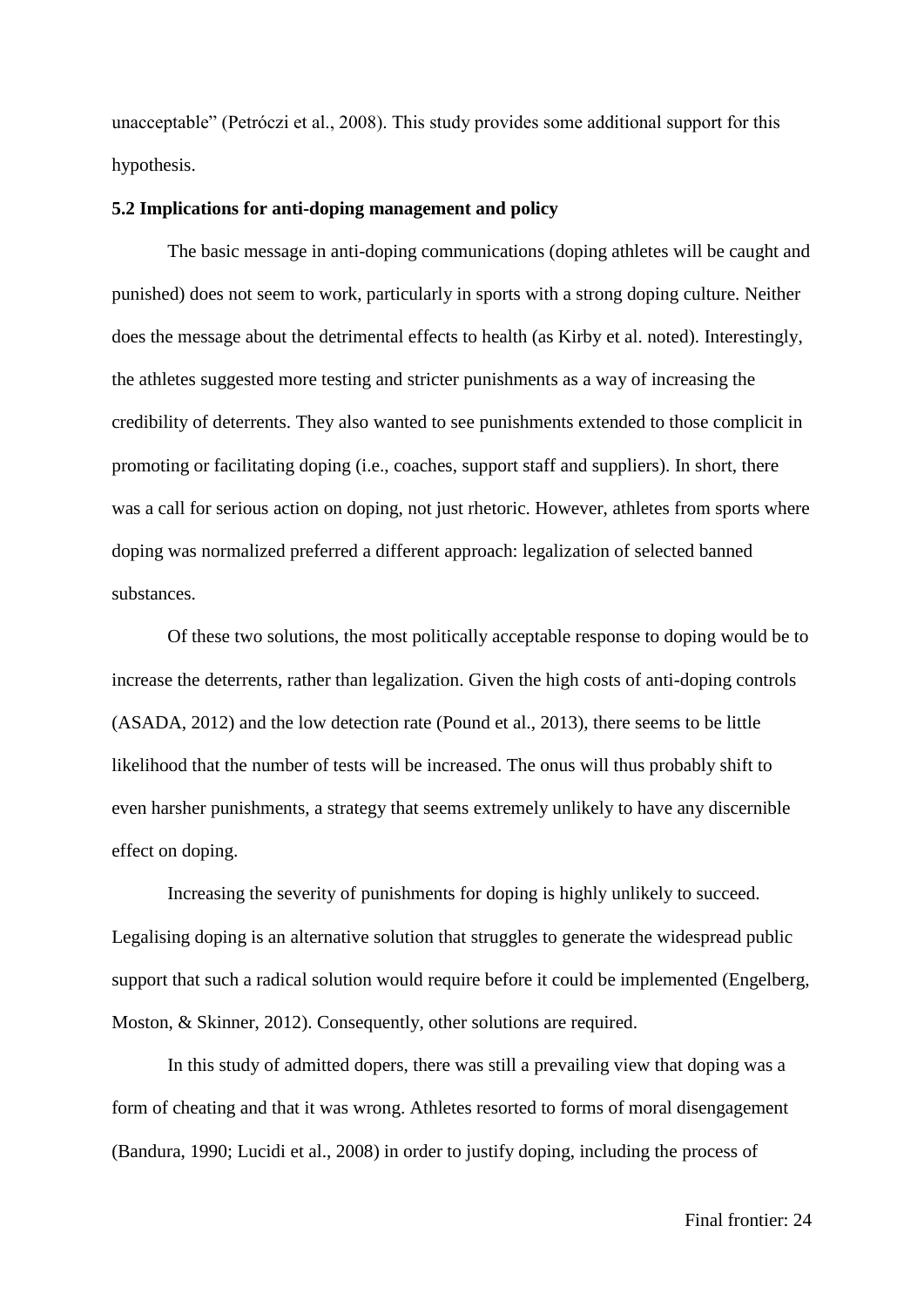unacceptable" (Petróczi et al., 2008). This study provides some additional support for this hypothesis.

### 5.2 Implications for anti-doping management and policy

The basic message in anti-doping communications (doping athletes will be caught and punished) does not seem to work, particularly in sports with a strong doping culture. Neither does the message about the detrimental effects to health (as Kirby et al. noted). Interestingly, the athletes suggested more testing and stricter punishments as a way of increasing the credibility of deterrents. They also wanted to see punishments extended to those complicit in promoting or facilitating doping (i.e., coaches, support staff and suppliers). In short, there was a call for serious action on doping, not just rhetoric. However, athletes from sports where doping was normalized preferred a different approach: legalization of selected banned substances.

Of these two solutions, the most politically acceptable response to doping would be to increase the deterrents, rather than legalization. Given the high costs of anti-doping controls (ASADA, 2012) and the low detection rate (Pound et al., 2013), there seems to be little likelihood that the number of tests will be increased. The onus will thus probably shift to even harsher punishments, a strategy that seems extremely unlikely to have any discernible effect on doping.

Increasing the severity of punishments for doping is highly unlikely to succeed. Legalising doping is an alternative solution that struggles to generate the widespread public support that such a radical solution would require before it could be implemented (Engelberg, Moston, & Skinner, 2012). Consequently, other solutions are required.

In this study of admitted dopers, there was still a prevailing view that doping was a form of cheating and that it was wrong. Athletes resorted to forms of moral disengagement (Bandura, 1990; Lucidi et al., 2008) in order to justify doping, including the process of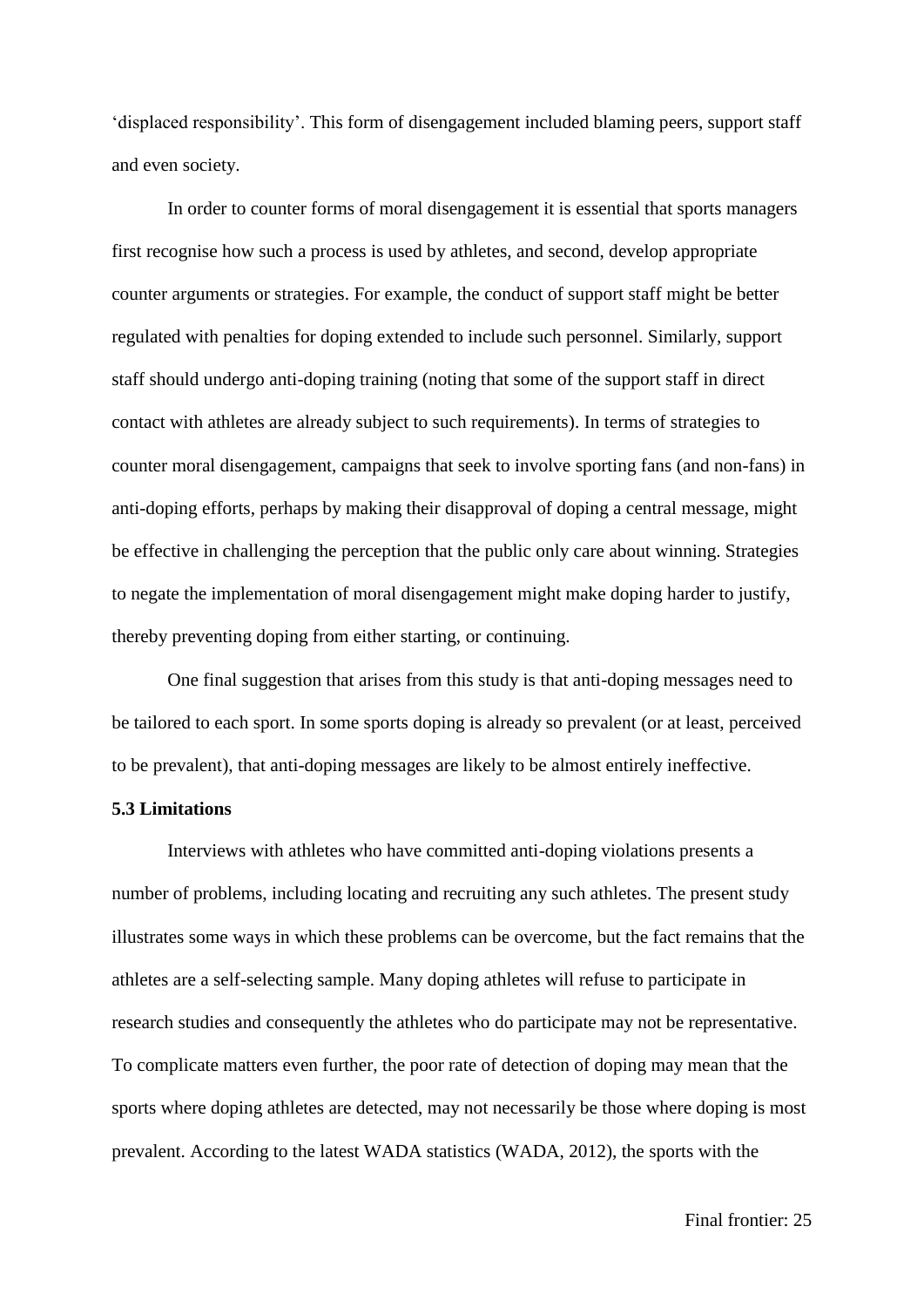'displaced responsibility'. This form of disengagement included blaming peers, support staff and even society.

In order to counter forms of moral disengagement it is essential that sports managers first recognise how such a process is used by athletes, and second, develop appropriate counter arguments or strategies. For example, the conduct of support staff might be better regulated with penalties for doping extended to include such personnel. Similarly, support staff should undergo anti-doping training (noting that some of the support staff in direct contact with athletes are already subject to such requirements). In terms of strategies to counter moral disengagement, campaigns that seek to involve sporting fans (and non-fans) in anti-doping efforts, perhaps by making their disapproval of doping a central message, might be effective in challenging the perception that the public only care about winning. Strategies to negate the implementation of moral disengagement might make doping harder to justify, thereby preventing doping from either starting, or continuing.

One final suggestion that arises from this study is that anti-doping messages need to be tailored to each sport. In some sports doping is already so prevalent (or at least, perceived to be prevalent), that anti-doping messages are likely to be almost entirely ineffective.

**5.3 Limitations**

Interviews with athletes who have committed anti-doping violations presents a number of problems, including locating and recruiting any such athletes. The present study illustrates some ways in which these problems can be overcome, but the fact remains that the athletes are a self-selecting sample. Many doping athletes will refuse to participate in research studies and consequently the athletes who do participate may not be representative. To complicate matters even further, the poor rate of detection of doping may mean that the sports where doping athletes are detected, may not necessarily be those where doping is most prevalent. According to the latest WADA statistics (WADA, 2012), the sports with the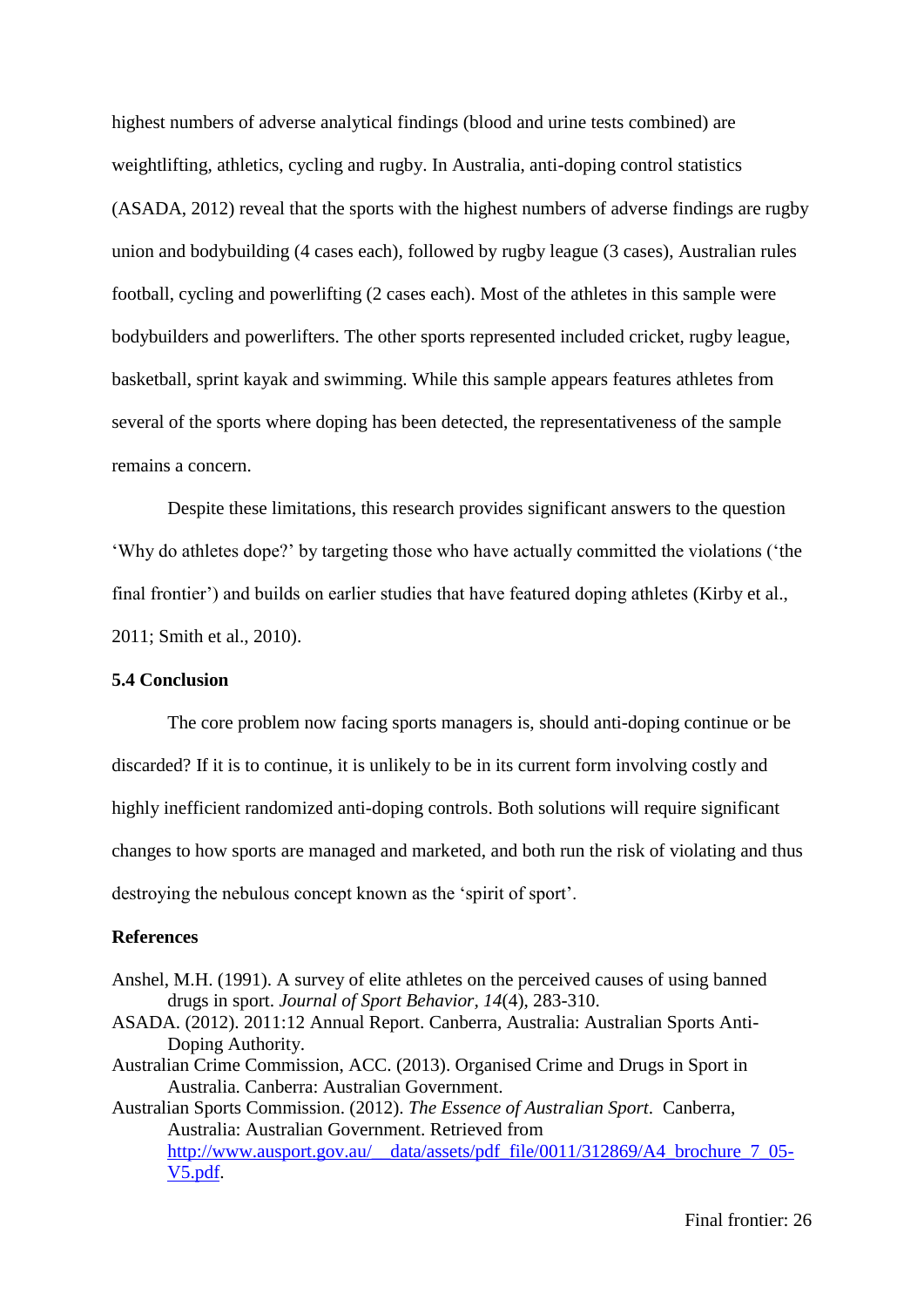highest numbers of adverse analytical findings (blood and urine tests combined) are weightlifting, athletics, cycling and rugby. In Australia, anti-doping control statistics (ASADA, 2012) reveal that the sports with the highest numbers of adverse findings are rugby union and bodybuilding (4 cases each), followed by rugby league (3 cases), Australian rules football, cycling and powerlifting (2 cases each). Most of the athletes in this sample were bodybuilders and powerlifters. The other sports represented included cricket, rugby league, basketball, sprint kayak and swimming. While this sample appears features athletes from several of the sports where doping has been detected, the representativeness of the sample remains a concern.

Despite these limitations, this research provides significant answers to the question 'Why do athletes dope?' by targeting those who have actually committed the violations ('the final frontier') and builds on earlier studies that have featured doping athletes (Kirby et al., 2011; Smith et al., 2010).

### 5.4 Conclusion

The core problem now facing sports managers is, should anti-doping continue or be discarded? If it is to continue, it is unlikely to be in its current form involving costly and highly inefficient randomized anti-doping controls. Both solutions will require significant changes to how sports are managed and marketed, and both run the risk of violating and thus destroying the nebulous concept known as the 'spirit of sport'.

## References

Anshel, M.H. (1991). A survey of elite athletes on the perceived causes of using banned drugs in sport. *Journal of Sport Behavior, 14*(4), 283-310.

ASADA. (2012). 2011:12 Annual Report. Canberra, Australia: Australian Sports Anti-Doping Authority.

Australian Crime Commission, ACC. (2013). Organised Crime and Drugs in Sport in Australia. Canberra: Australian Government.

Australian Sports Commission. (2012). *The Essence of Australian Sport*. Canberra, Australia: Australian Government. Retrieved from http://www.ausport.gov.au/__data/assets/pdf_file/0011/312869/A4_brochure_7_05-V5.pdf.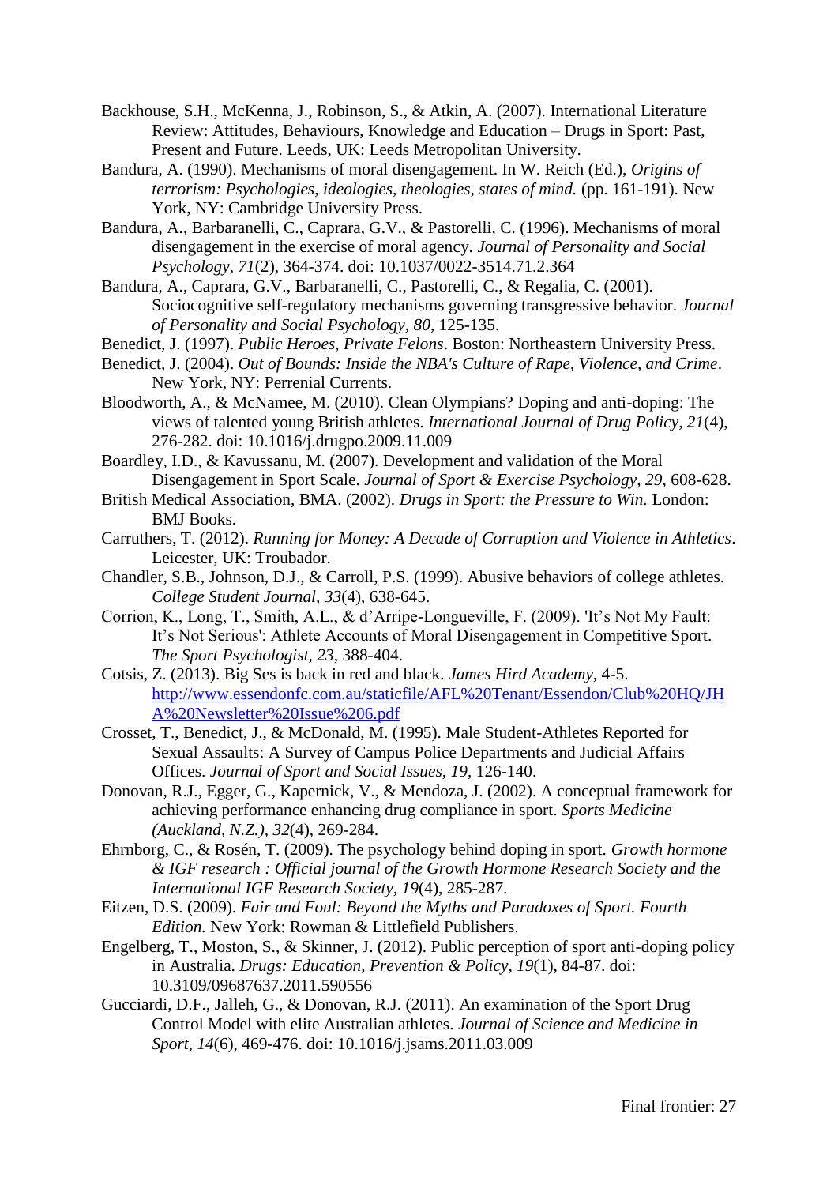Backhouse, S.H., McKenna, J., Robinson, S., & Atkin, A. (2007). International Literature Review: Attitudes, Behaviours, Knowledge and Education – Drugs in Sport: Past, Present and Future. Leeds, UK: Leeds Metropolitan University.

Bandura, A. (1990). Mechanisms of moral disengagement. In W. Reich (Ed.), *Origins of terrorism: Psychologies, ideologies, theologies, states of mind.* (pp. 161-191). New York, NY: Cambridge University Press.

Bandura, A., Barbaranelli, C., Caprara, G.V., & Pastorelli, C. (1996). Mechanisms of moral disengagement in the exercise of moral agency. *Journal of Personality and Social Psychology, 71*(2), 364-374. doi: 10.1037/0022-3514.71.2.364

Bandura, A., Caprara, G.V., Barbaranelli, C., Pastorelli, C., & Regalia, C. (2001). Sociocognitive self-regulatory mechanisms governing transgressive behavior. *Journal of Personality and Social Psychology, 80*, 125-135.

Benedict, J. (1997). *Public Heroes, Private Felons*. Boston: Northeastern University Press.

Benedict, J. (2004). *Out of Bounds: Inside the NBA's Culture of Rape, Violence, and Crime*. New York, NY: Perrenial Currents.

Bloodworth, A., & McNamee, M. (2010). Clean Olympians? Doping and anti-doping: The views of talented young British athletes. *International Journal of Drug Policy, 21*(4), 276-282. doi: 10.1016/j.drugpo.2009.11.009

Boardley, I.D., & Kavussanu, M. (2007). Development and validation of the Moral Disengagement in Sport Scale. *Journal of Sport & Exercise Psychology, 29*, 608-628.

British Medical Association, BMA. (2002). *Drugs in Sport: the Pressure to Win.* London: BMJ Books.

Carruthers, T. (2012). *Running for Money: A Decade of Corruption and Violence in Athletics*. Leicester, UK: Troubador.

Chandler, S.B., Johnson, D.J., & Carroll, P.S. (1999). Abusive behaviors of college athletes. *College Student Journal, 33*(4), 638-645.

Corrion, K., Long, T., Smith, A.L., & d'Arripe-Longueville, F. (2009). 'It's Not My Fault: It's Not Serious': Athlete Accounts of Moral Disengagement in Competitive Sport. *The Sport Psychologist, 23*, 388-404.

Cotsis, Z. (2013). Big Ses is back in red and black. *James Hird Academy*, 4-5. http://www.essendonfc.com.au/staticfile/AFL%20Tenant/Essendon/Club%20HQ/JHA%20Newsletter%20Issue%206.pdf

Crosset, T., Benedict, J., & McDonald, M. (1995). Male Student-Athletes Reported for Sexual Assaults: A Survey of Campus Police Departments and Judicial Affairs Offices. *Journal of Sport and Social Issues, 19*, 126-140.

Donovan, R.J., Egger, G., Kapernick, V., & Mendoza, J. (2002). A conceptual framework for achieving performance enhancing drug compliance in sport. *Sports Medicine (Auckland, N.Z.), 32*(4), 269-284.

Ehrnborg, C., & Rosén, T. (2009). The psychology behind doping in sport. *Growth hormone & IGF research : Official journal of the Growth Hormone Research Society and the International IGF Research Society, 19*(4), 285-287.

Eitzen, D.S. (2009). *Fair and Foul: Beyond the Myths and Paradoxes of Sport. Fourth Edition.* New York: Rowman & Littlefield Publishers.

Engelberg, T., Moston, S., & Skinner, J. (2012). Public perception of sport anti-doping policy in Australia. *Drugs: Education, Prevention & Policy, 19*(1), 84-87. doi: 10.3109/09687637.2011.590556

Gucciardi, D.F., Jalleh, G., & Donovan, R.J. (2011). An examination of the Sport Drug Control Model with elite Australian athletes. *Journal of Science and Medicine in Sport, 14*(6), 469-476. doi: 10.1016/j.jsams.2011.03.009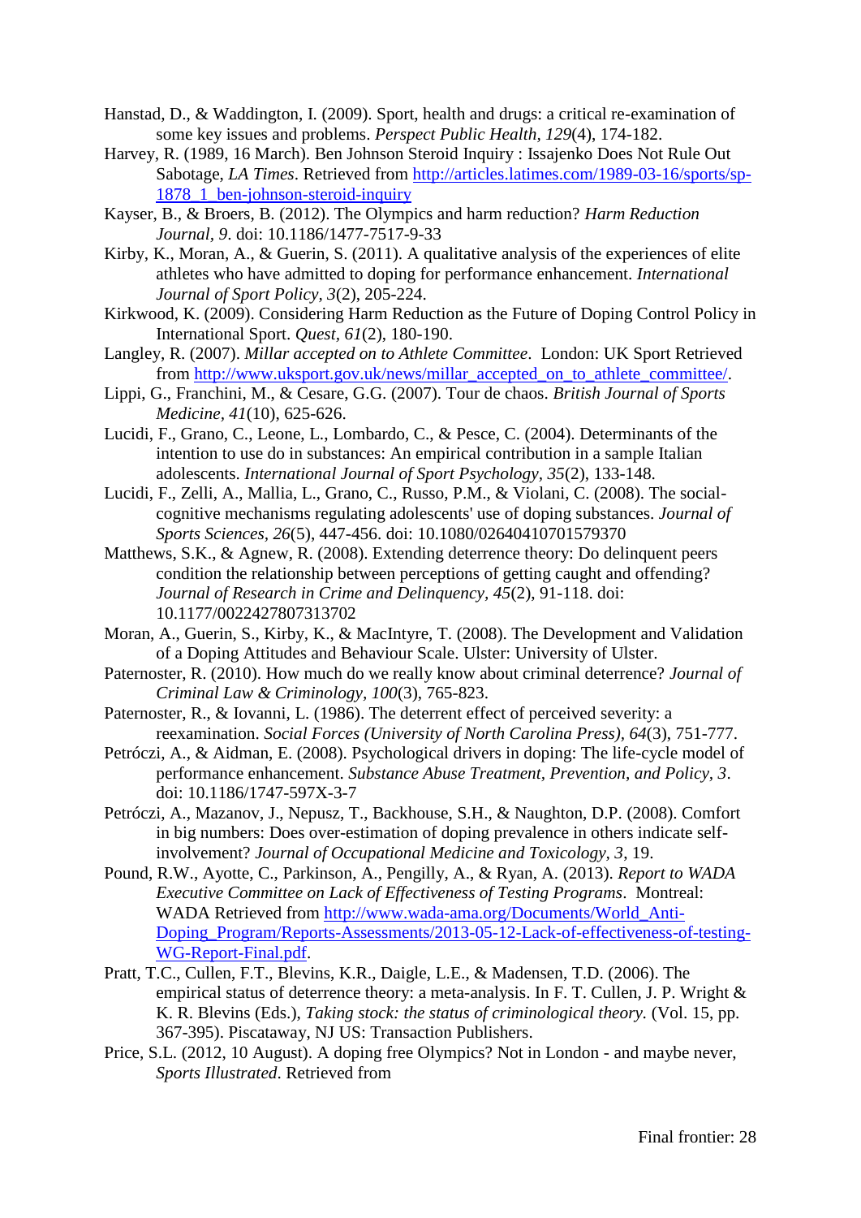Hanstad, D., & Waddington, I. (2009). Sport, health and drugs: a critical re-examination of some key issues and problems. *Perspect Public Health, 129*(4), 174-182.

Harvey, R. (1989, 16 March). Ben Johnson Steroid Inquiry : Issajenko Does Not Rule Out Sabotage, *LA Times*. Retrieved from http://articles.latimes.com/1989-03-16/sports/sp-1878_1_ben-johnson-steroid-inquiry

Kayser, B., & Broers, B. (2012). The Olympics and harm reduction? *Harm Reduction Journal, 9*. doi: 10.1186/1477-7517-9-33

Kirby, K., Moran, A., & Guerin, S. (2011). A qualitative analysis of the experiences of elite athletes who have admitted to doping for performance enhancement. *International Journal of Sport Policy, 3*(2), 205-224.

Kirkwood, K. (2009). Considering Harm Reduction as the Future of Doping Control Policy in International Sport. *Quest, 61*(2), 180-190.

Langley, R. (2007). *Millar accepted on to Athlete Committee*. London: UK Sport Retrieved from http://www.uksport.gov.uk/news/millar_accepted_on_to_athlete_committee/.

Lippi, G., Franchini, M., & Cesare, G.G. (2007). Tour de chaos. *British Journal of Sports Medicine, 41*(10), 625-626.

Lucidi, F., Grano, C., Leone, L., Lombardo, C., & Pesce, C. (2004). Determinants of the intention to use do in substances: An empirical contribution in a sample Italian adolescents. *International Journal of Sport Psychology, 35*(2), 133-148.

Lucidi, F., Zelli, A., Mallia, L., Grano, C., Russo, P.M., & Violani, C. (2008). The social-cognitive mechanisms regulating adolescents' use of doping substances. *Journal of Sports Sciences, 26*(5), 447-456. doi: 10.1080/02640410701579370

Matthews, S.K., & Agnew, R. (2008). Extending deterrence theory: Do delinquent peers condition the relationship between perceptions of getting caught and offending? *Journal of Research in Crime and Delinquency, 45*(2), 91-118. doi: 10.1177/0022427807313702

Moran, A., Guerin, S., Kirby, K., & MacIntyre, T. (2008). The Development and Validation of a Doping Attitudes and Behaviour Scale. Ulster: University of Ulster.

Paternoster, R. (2010). How much do we really know about criminal deterrence? *Journal of Criminal Law & Criminology, 100*(3), 765-823.

Paternoster, R., & Iovanni, L. (1986). The deterrent effect of perceived severity: a reexamination. *Social Forces (University of North Carolina Press), 64*(3), 751-777.

Petróczi, A., & Aidman, E. (2008). Psychological drivers in doping: The life-cycle model of performance enhancement. *Substance Abuse Treatment, Prevention, and Policy, 3*. doi: 10.1186/1747-597X-3-7

Petróczi, A., Mazanov, J., Nepusz, T., Backhouse, S.H., & Naughton, D.P. (2008). Comfort in big numbers: Does over-estimation of doping prevalence in others indicate self-involvement? *Journal of Occupational Medicine and Toxicology, 3*, 19.

Pound, R.W., Ayotte, C., Parkinson, A., Pengilly, A., & Ryan, A. (2013). *Report to WADA Executive Committee on Lack of Effectiveness of Testing Programs*. Montreal: WADA Retrieved from http://www.wada-ama.org/Documents/World_Anti-Doping_Program/Reports-Assessments/2013-05-12-Lack-of-effectiveness-of-testing-WG-Report-Final.pdf.

Pratt, T.C., Cullen, F.T., Blevins, K.R., Daigle, L.E., & Madensen, T.D. (2006). The empirical status of deterrence theory: a meta-analysis. In F. T. Cullen, J. P. Wright & K. R. Blevins (Eds.), *Taking stock: the status of criminological theory.* (Vol. 15, pp. 367-395). Piscataway, NJ US: Transaction Publishers.

Price, S.L. (2012, 10 August). A doping free Olympics? Not in London - and maybe never, *Sports Illustrated*. Retrieved from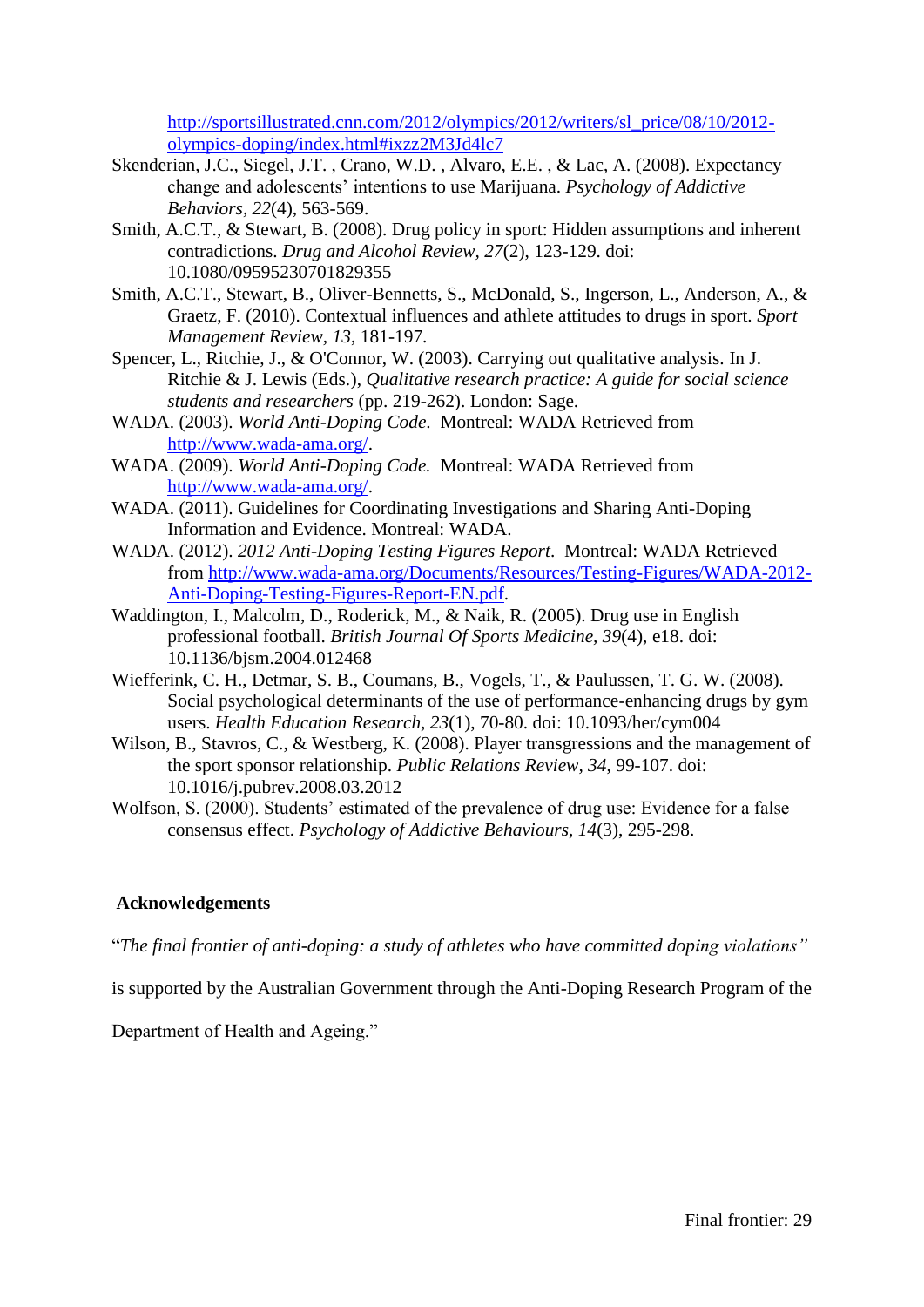http://sportsillustrated.cnn.com/2012/olympics/2012/writers/sl_price/08/10/2012-olympics-doping/index.html#ixzz2M3Jd4lc7

Skenderian, J.C., Siegel, J.T. , Crano, W.D. , Alvaro, E.E. , & Lac, A. (2008). Expectancy change and adolescents' intentions to use Marijuana. *Psychology of Addictive Behaviors*, *22*(4), 563-569.

Smith, A.C.T., & Stewart, B. (2008). Drug policy in sport: Hidden assumptions and inherent contradictions. *Drug and Alcohol Review, 27*(2), 123-129. doi: 10.1080/09595230701829355

Smith, A.C.T., Stewart, B., Oliver-Bennetts, S., McDonald, S., Ingerson, L., Anderson, A., & Graetz, F. (2010). Contextual influences and athlete attitudes to drugs in sport. *Sport Management Review, 13*, 181-197.

Spencer, L., Ritchie, J., & O'Connor, W. (2003). Carrying out qualitative analysis. In J. Ritchie & J. Lewis (Eds.), *Qualitative research practice: A guide for social science students and researchers* (pp. 219-262). London: Sage.

WADA. (2003). *World Anti-Doping Code*. Montreal: WADA Retrieved from http://www.wada-ama.org/.

WADA. (2009). *World Anti-Doping Code.* Montreal: WADA Retrieved from http://www.wada-ama.org/.

WADA. (2011). Guidelines for Coordinating Investigations and Sharing Anti-Doping Information and Evidence. Montreal: WADA.

WADA. (2012). *2012 Anti-Doping Testing Figures Report*. Montreal: WADA Retrieved from http://www.wada-ama.org/Documents/Resources/Testing-Figures/WADA-2012-Anti-Doping-Testing-Figures-Report-EN.pdf.

Waddington, I., Malcolm, D., Roderick, M., & Naik, R. (2005). Drug use in English professional football. *British Journal Of Sports Medicine, 39*(4), e18. doi: 10.1136/bjsm.2004.012468

Wiefferink, C. H., Detmar, S. B., Coumans, B., Vogels, T., & Paulussen, T. G. W. (2008). Social psychological determinants of the use of performance-enhancing drugs by gym users. *Health Education Research, 23*(1), 70-80. doi: 10.1093/her/cym004

Wilson, B., Stavros, C., & Westberg, K. (2008). Player transgressions and the management of the sport sponsor relationship. *Public Relations Review, 34*, 99-107. doi: 10.1016/j.pubrev.2008.03.2012

Wolfson, S. (2000). Students' estimated of the prevalence of drug use: Evidence for a false consensus effect. *Psychology of Addictive Behaviours, 14*(3), 295-298.

## Acknowledgements

"*The final frontier of anti-doping: a study of athletes who have committed doping violations"* is supported by the Australian Government through the Anti-Doping Research Program of the Department of Health and Ageing."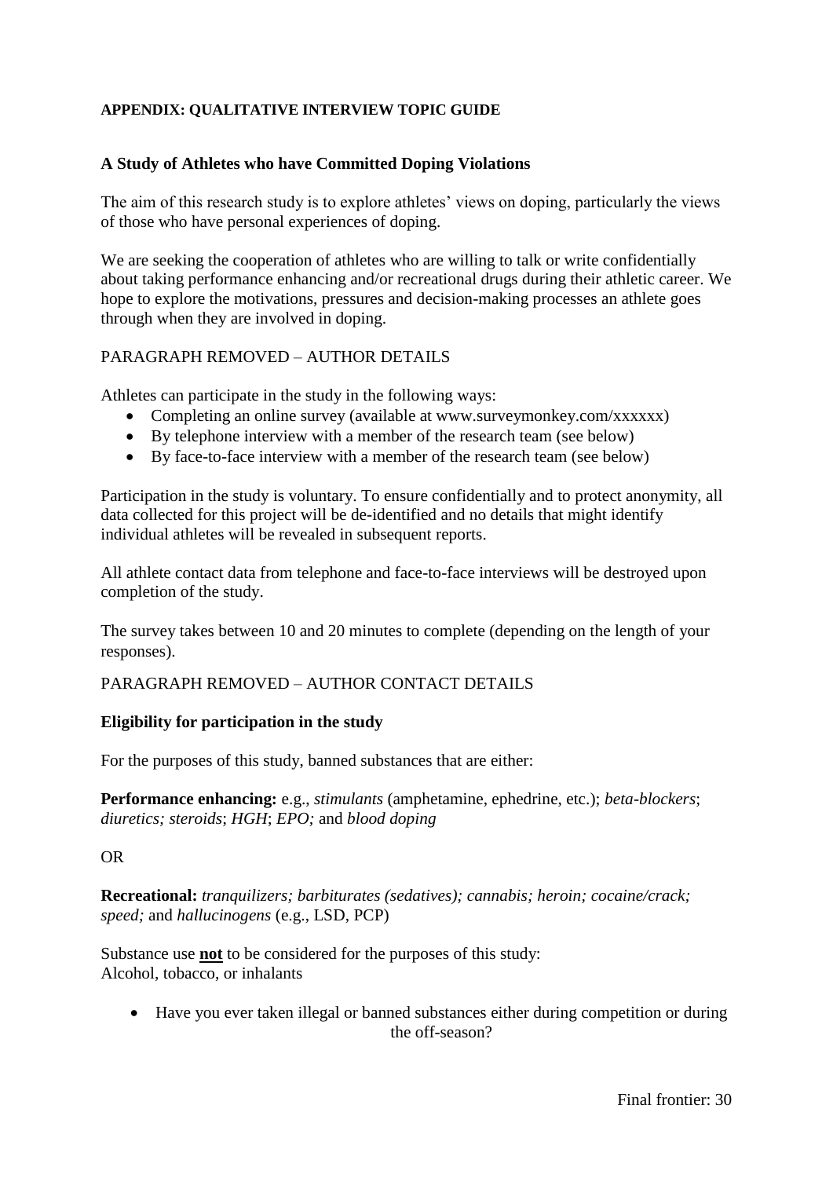**APPENDIX: QUALITATIVE INTERVIEW TOPIC GUIDE**

**A Study of Athletes who have Committed Doping Violations**

The aim of this research study is to explore athletes' views on doping, particularly the views of those who have personal experiences of doping.

We are seeking the cooperation of athletes who are willing to talk or write confidentially about taking performance enhancing and/or recreational drugs during their athletic career. We hope to explore the motivations, pressures and decision-making processes an athlete goes through when they are involved in doping.

PARAGRAPH REMOVED – AUTHOR DETAILS

Athletes can participate in the study in the following ways:

- Completing an online survey (available at www.surveymonkey.com/xxxxxx)
- By telephone interview with a member of the research team (see below)
- By face-to-face interview with a member of the research team (see below)

Participation in the study is voluntary. To ensure confidentially and to protect anonymity, all data collected for this project will be de-identified and no details that might identify individual athletes will be revealed in subsequent reports.

All athlete contact data from telephone and face-to-face interviews will be destroyed upon completion of the study.

The survey takes between 10 and 20 minutes to complete (depending on the length of your responses).

PARAGRAPH REMOVED – AUTHOR CONTACT DETAILS

**Eligibility for participation in the study**

For the purposes of this study, banned substances that are either:

**Performance enhancing:** e.g., *stimulants* (amphetamine, ephedrine, etc.); *beta-blockers*; *diuretics; steroids*; *HGH*; *EPO;* and *blood doping*

OR

**Recreational:** *tranquilizers; barbiturates (sedatives); cannabis; heroin; cocaine/crack; speed;* and *hallucinogens* (e.g., LSD, PCP)

Substance use **not** to be considered for the purposes of this study:
Alcohol, tobacco, or inhalants

- Have you ever taken illegal or banned substances either during competition or during the off-season?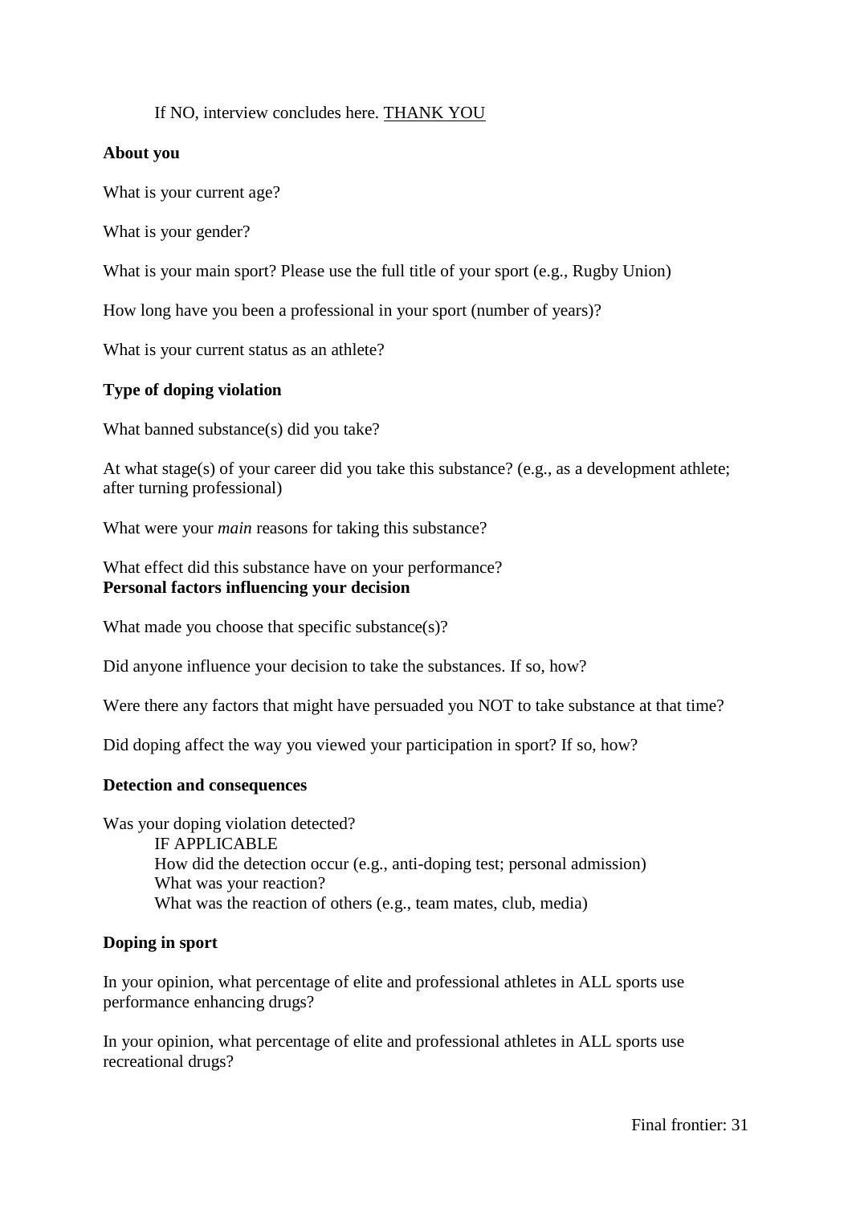If NO, interview concludes here. THANK YOU

**About you**

What is your current age?

What is your gender?

What is your main sport? Please use the full title of your sport (e.g., Rugby Union)

How long have you been a professional in your sport (number of years)?

What is your current status as an athlete?

**Type of doping violation**

What banned substance(s) did you take?

At what stage(s) of your career did you take this substance? (e.g., as a development athlete; after turning professional)

What were your *main* reasons for taking this substance?

What effect did this substance have on your performance?

**Personal factors influencing your decision**

What made you choose that specific substance(s)?

Did anyone influence your decision to take the substances. If so, how?

Were there any factors that might have persuaded you NOT to take substance at that time?

Did doping affect the way you viewed your participation in sport? If so, how?

**Detection and consequences**

Was your doping violation detected?

IF APPLICABLE
How did the detection occur (e.g., anti-doping test; personal admission)
What was your reaction?
What was the reaction of others (e.g., team mates, club, media)

**Doping in sport**

In your opinion, what percentage of elite and professional athletes in ALL sports use performance enhancing drugs?

In your opinion, what percentage of elite and professional athletes in ALL sports use recreational drugs?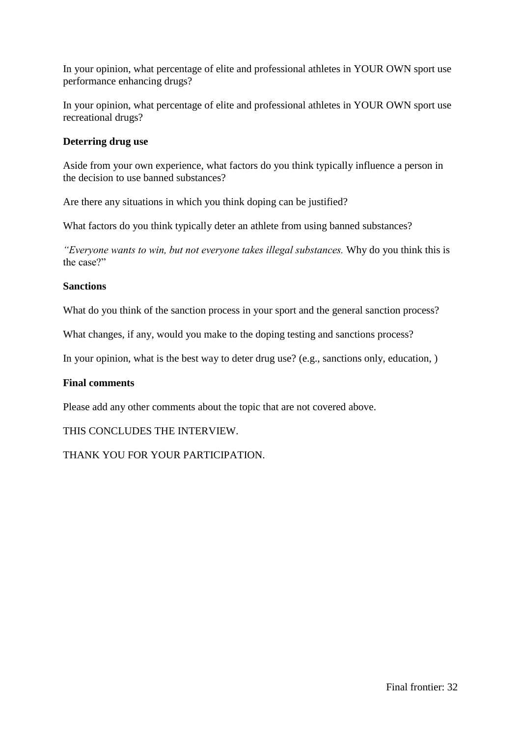In your opinion, what percentage of elite and professional athletes in YOUR OWN sport use performance enhancing drugs?

In your opinion, what percentage of elite and professional athletes in YOUR OWN sport use recreational drugs?

**Deterring drug use**

Aside from your own experience, what factors do you think typically influence a person in the decision to use banned substances?

Are there any situations in which you think doping can be justified?

What factors do you think typically deter an athlete from using banned substances?

*"Everyone wants to win, but not everyone takes illegal substances.* Why do you think this is the case?"

**Sanctions**

What do you think of the sanction process in your sport and the general sanction process?

What changes, if any, would you make to the doping testing and sanctions process?

In your opinion, what is the best way to deter drug use? (e.g., sanctions only, education, )

**Final comments**

Please add any other comments about the topic that are not covered above.

THIS CONCLUDES THE INTERVIEW.

THANK YOU FOR YOUR PARTICIPATION.